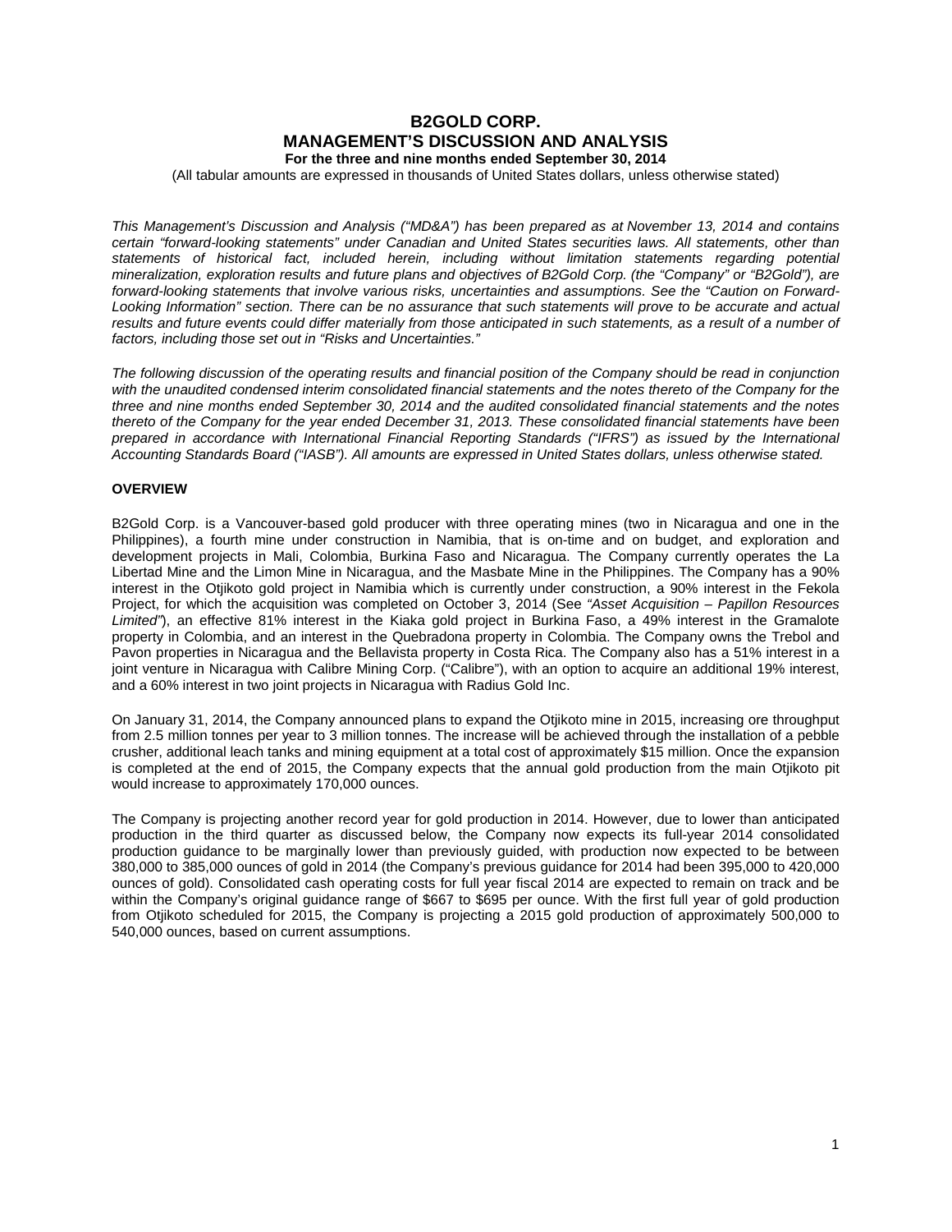# B2GOLD CORP.
# MANAGEMENT'S DISCUSSION AND ANALYSIS
### For the three and nine months ended September 30, 2014

(All tabular amounts are expressed in thousands of United States dollars, unless otherwise stated)

*This Management's Discussion and Analysis ("MD&A") has been prepared as at November 13, 2014 and contains certain "forward-looking statements" under Canadian and United States securities laws. All statements, other than statements of historical fact, included herein, including without limitation statements regarding potential mineralization, exploration results and future plans and objectives of B2Gold Corp. (the "Company" or "B2Gold"), are forward-looking statements that involve various risks, uncertainties and assumptions. See the "Caution on Forward-Looking Information" section. There can be no assurance that such statements will prove to be accurate and actual results and future events could differ materially from those anticipated in such statements, as a result of a number of factors, including those set out in "Risks and Uncertainties."*

*The following discussion of the operating results and financial position of the Company should be read in conjunction with the unaudited condensed interim consolidated financial statements and the notes thereto of the Company for the three and nine months ended September 30, 2014 and the audited consolidated financial statements and the notes thereto of the Company for the year ended December 31, 2013. These consolidated financial statements have been prepared in accordance with International Financial Reporting Standards ("IFRS") as issued by the International Accounting Standards Board ("IASB"). All amounts are expressed in United States dollars, unless otherwise stated.*

## OVERVIEW

B2Gold Corp. is a Vancouver-based gold producer with three operating mines (two in Nicaragua and one in the Philippines), a fourth mine under construction in Namibia, that is on-time and on budget, and exploration and development projects in Mali, Colombia, Burkina Faso and Nicaragua. The Company currently operates the La Libertad Mine and the Limon Mine in Nicaragua, and the Masbate Mine in the Philippines. The Company has a 90% interest in the Otjikoto gold project in Namibia which is currently under construction, a 90% interest in the Fekola Project, for which the acquisition was completed on October 3, 2014 (See *"Asset Acquisition – Papillon Resources Limited"*), an effective 81% interest in the Kiaka gold project in Burkina Faso, a 49% interest in the Gramalote property in Colombia, and an interest in the Quebradona property in Colombia. The Company owns the Trebol and Pavon properties in Nicaragua and the Bellavista property in Costa Rica. The Company also has a 51% interest in a joint venture in Nicaragua with Calibre Mining Corp. ("Calibre"), with an option to acquire an additional 19% interest, and a 60% interest in two joint projects in Nicaragua with Radius Gold Inc.

On January 31, 2014, the Company announced plans to expand the Otjikoto mine in 2015, increasing ore throughput from 2.5 million tonnes per year to 3 million tonnes. The increase will be achieved through the installation of a pebble crusher, additional leach tanks and mining equipment at a total cost of approximately $15 million. Once the expansion is completed at the end of 2015, the Company expects that the annual gold production from the main Otjikoto pit would increase to approximately 170,000 ounces.

The Company is projecting another record year for gold production in 2014. However, due to lower than anticipated production in the third quarter as discussed below, the Company now expects its full-year 2014 consolidated production guidance to be marginally lower than previously guided, with production now expected to be between 380,000 to 385,000 ounces of gold in 2014 (the Company's previous guidance for 2014 had been 395,000 to 420,000 ounces of gold). Consolidated cash operating costs for full year fiscal 2014 are expected to remain on track and be within the Company's original guidance range of $667 to $695 per ounce. With the first full year of gold production from Otjikoto scheduled for 2015, the Company is projecting a 2015 gold production of approximately 500,000 to 540,000 ounces, based on current assumptions.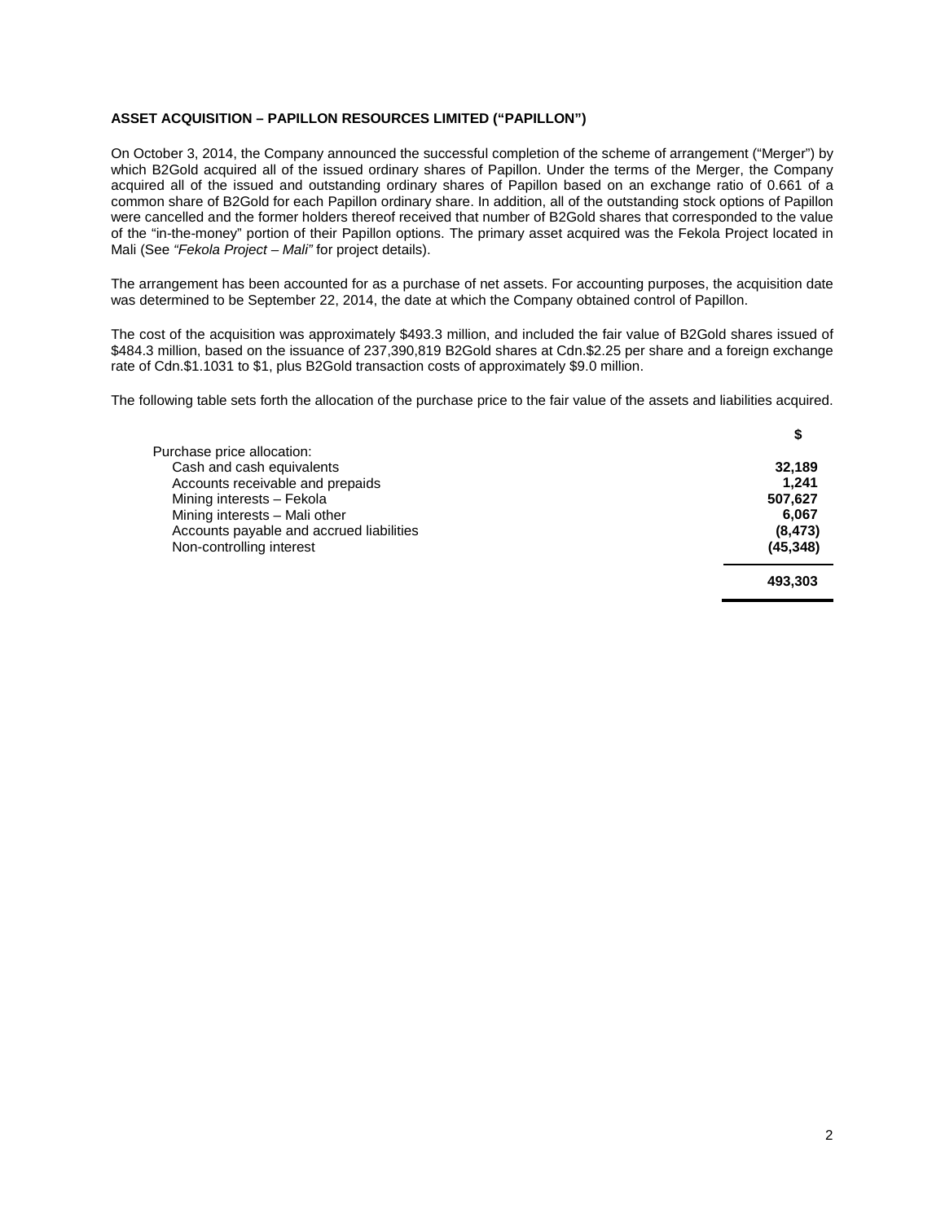## ASSET ACQUISITION – PAPILLON RESOURCES LIMITED ("PAPILLON")

On October 3, 2014, the Company announced the successful completion of the scheme of arrangement ("Merger") by which B2Gold acquired all of the issued ordinary shares of Papillon. Under the terms of the Merger, the Company acquired all of the issued and outstanding ordinary shares of Papillon based on an exchange ratio of 0.661 of a common share of B2Gold for each Papillon ordinary share. In addition, all of the outstanding stock options of Papillon were cancelled and the former holders thereof received that number of B2Gold shares that corresponded to the value of the "in-the-money" portion of their Papillon options. The primary asset acquired was the Fekola Project located in Mali (See *"Fekola Project – Mali"* for project details).

The arrangement has been accounted for as a purchase of net assets. For accounting purposes, the acquisition date was determined to be September 22, 2014, the date at which the Company obtained control of Papillon.

The cost of the acquisition was approximately $493.3 million, and included the fair value of B2Gold shares issued of $484.3 million, based on the issuance of 237,390,819 B2Gold shares at Cdn.$2.25 per share and a foreign exchange rate of Cdn.$1.1031 to $1, plus B2Gold transaction costs of approximately $9.0 million.

The following table sets forth the allocation of the purchase price to the fair value of the assets and liabilities acquired.

| | **$** |
|---|---|
| Purchase price allocation: | |
| Cash and cash equivalents | **32,189** |
| Accounts receivable and prepaids | **1,241** |
| Mining interests – Fekola | **507,627** |
| Mining interests – Mali other | **6,067** |
| Accounts payable and accrued liabilities | **(8,473)** |
| Non-controlling interest | **(45,348)** |
| | **493,303** |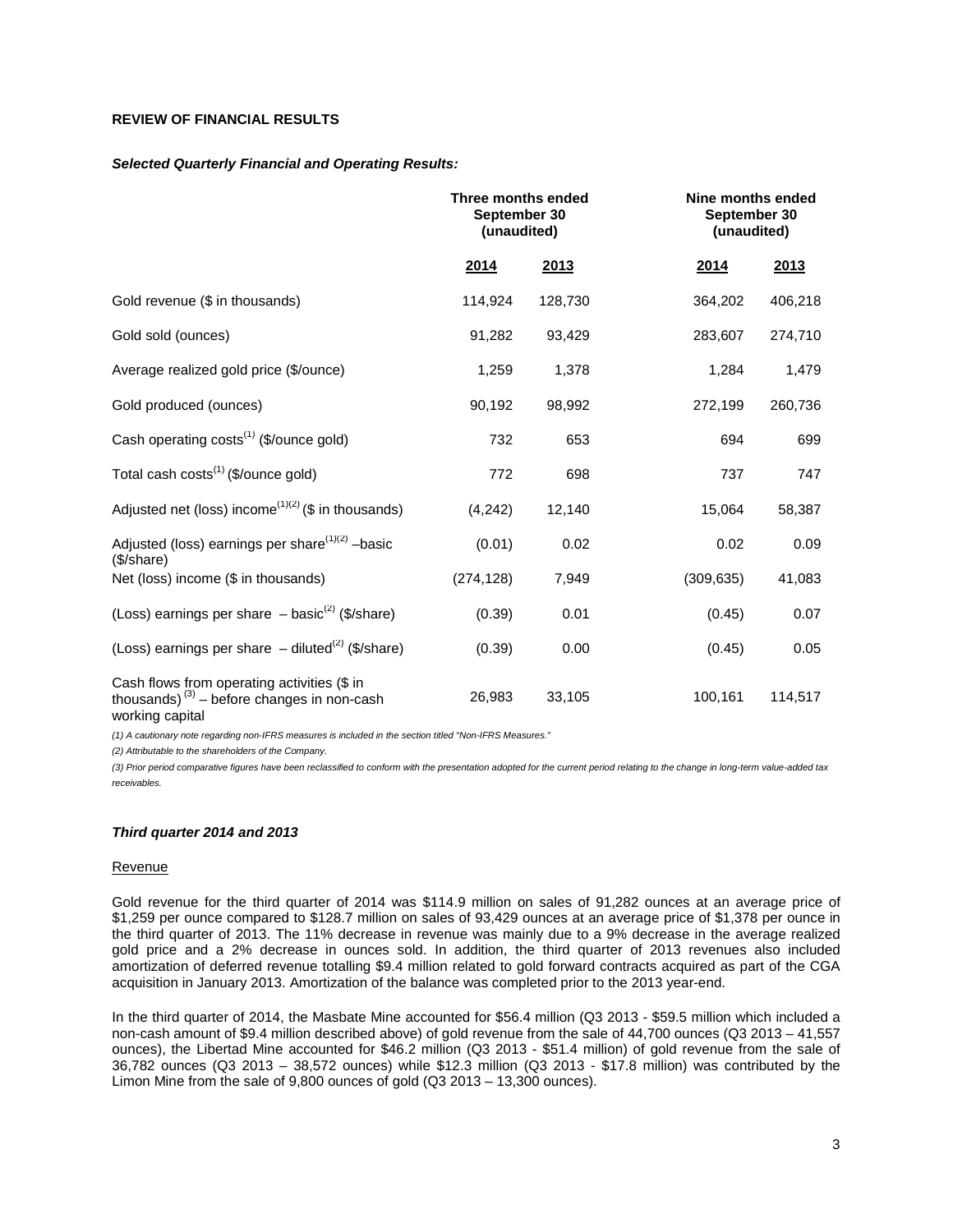**REVIEW OF FINANCIAL RESULTS**

***Selected Quarterly Financial and Operating Results:***

| | Three months ended September 30 (unaudited) | | Nine months ended September 30 (unaudited) | |
|---|---|---|---|---|
| | 2014 | 2013 | 2014 | 2013 |
| Gold revenue ($ in thousands) | 114,924 | 128,730 | 364,202 | 406,218 |
| Gold sold (ounces) | 91,282 | 93,429 | 283,607 | 274,710 |
| Average realized gold price ($/ounce) | 1,259 | 1,378 | 1,284 | 1,479 |
| Gold produced (ounces) | 90,192 | 98,992 | 272,199 | 260,736 |
| Cash operating costs[(1)] ($/ounce gold) | 732 | 653 | 694 | 699 |
| Total cash costs[(1)] ($/ounce gold) | 772 | 698 | 737 | 747 |
| Adjusted net (loss) income[(1)(2)] ($ in thousands) | (4,242) | 12,140 | 15,064 | 58,387 |
| Adjusted (loss) earnings per share[(1)(2)] –basic ($/share) | (0.01) | 0.02 | 0.02 | 0.09 |
| Net (loss) income ($ in thousands) | (274,128) | 7,949 | (309,635) | 41,083 |
| (Loss) earnings per share – basic[(2)] ($/share) | (0.39) | 0.01 | (0.45) | 0.07 |
| (Loss) earnings per share – diluted[(2)] ($/share) | (0.39) | 0.00 | (0.45) | 0.05 |
| Cash flows from operating activities ($ in thousands) [(3)] – before changes in non-cash working capital | 26,983 | 33,105 | 100,161 | 114,517 |

*(1) A cautionary note regarding non-IFRS measures is included in the section titled "Non-IFRS Measures."*

*(2) Attributable to the shareholders of the Company.*

*(3) Prior period comparative figures have been reclassified to conform with the presentation adopted for the current period relating to the change in long-term value-added tax receivables.*

***Third quarter 2014 and 2013***

Revenue

Gold revenue for the third quarter of 2014 was $114.9 million on sales of 91,282 ounces at an average price of $1,259 per ounce compared to $128.7 million on sales of 93,429 ounces at an average price of $1,378 per ounce in the third quarter of 2013. The 11% decrease in revenue was mainly due to a 9% decrease in the average realized gold price and a 2% decrease in ounces sold. In addition, the third quarter of 2013 revenues also included amortization of deferred revenue totalling $9.4 million related to gold forward contracts acquired as part of the CGA acquisition in January 2013. Amortization of the balance was completed prior to the 2013 year-end.

In the third quarter of 2014, the Masbate Mine accounted for $56.4 million (Q3 2013 - $59.5 million which included a non-cash amount of $9.4 million described above) of gold revenue from the sale of 44,700 ounces (Q3 2013 – 41,557 ounces), the Libertad Mine accounted for $46.2 million (Q3 2013 - $51.4 million) of gold revenue from the sale of 36,782 ounces (Q3 2013 – 38,572 ounces) while $12.3 million (Q3 2013 - $17.8 million) was contributed by the Limon Mine from the sale of 9,800 ounces of gold (Q3 2013 – 13,300 ounces).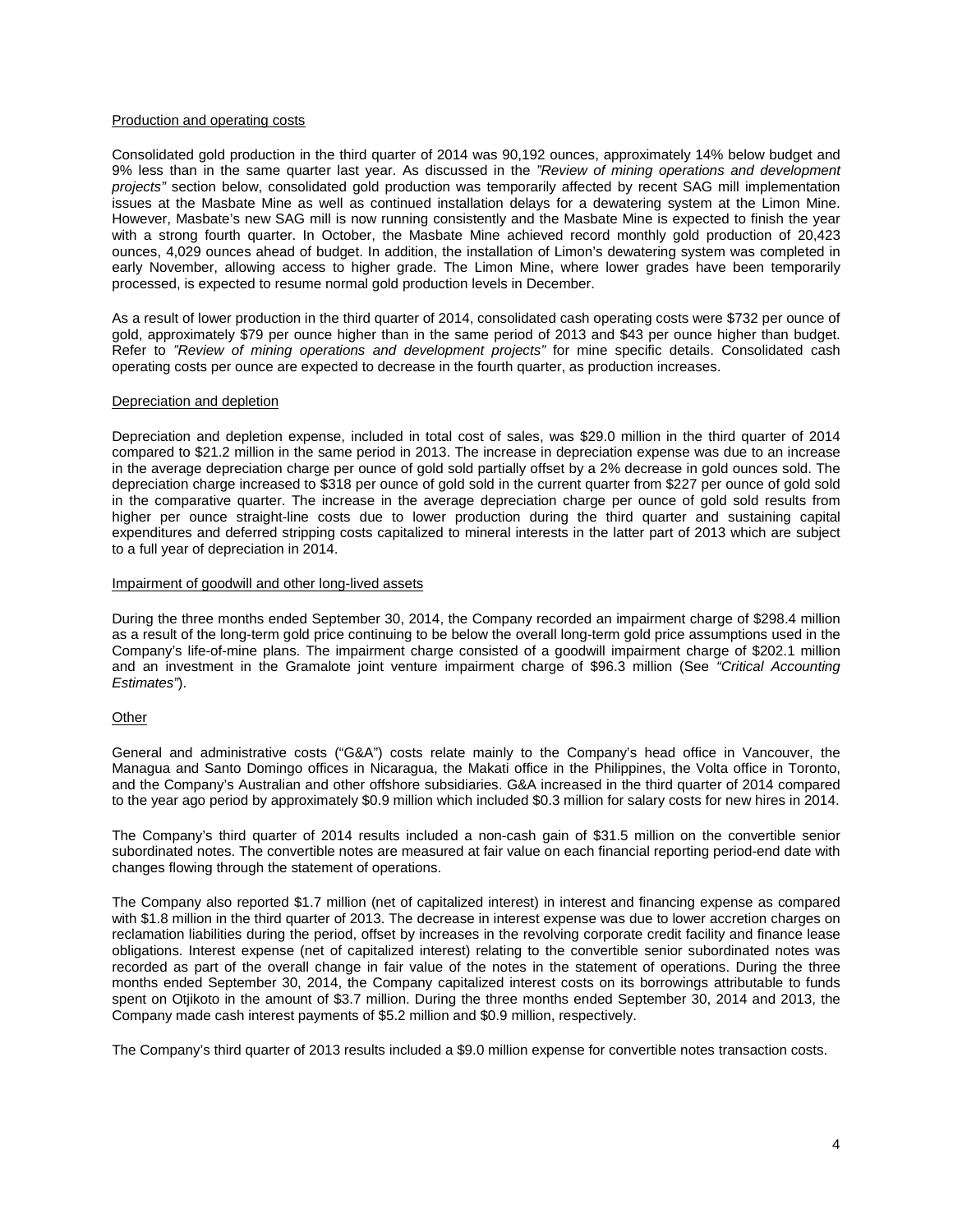## Production and operating costs

Consolidated gold production in the third quarter of 2014 was 90,192 ounces, approximately 14% below budget and 9% less than in the same quarter last year. As discussed in the *"Review of mining operations and development projects"* section below, consolidated gold production was temporarily affected by recent SAG mill implementation issues at the Masbate Mine as well as continued installation delays for a dewatering system at the Limon Mine. However, Masbate's new SAG mill is now running consistently and the Masbate Mine is expected to finish the year with a strong fourth quarter. In October, the Masbate Mine achieved record monthly gold production of 20,423 ounces, 4,029 ounces ahead of budget. In addition, the installation of Limon's dewatering system was completed in early November, allowing access to higher grade. The Limon Mine, where lower grades have been temporarily processed, is expected to resume normal gold production levels in December.

As a result of lower production in the third quarter of 2014, consolidated cash operating costs were $732 per ounce of gold, approximately $79 per ounce higher than in the same period of 2013 and $43 per ounce higher than budget. Refer to *"Review of mining operations and development projects"* for mine specific details. Consolidated cash operating costs per ounce are expected to decrease in the fourth quarter, as production increases.

## Depreciation and depletion

Depreciation and depletion expense, included in total cost of sales, was $29.0 million in the third quarter of 2014 compared to $21.2 million in the same period in 2013. The increase in depreciation expense was due to an increase in the average depreciation charge per ounce of gold sold partially offset by a 2% decrease in gold ounces sold. The depreciation charge increased to $318 per ounce of gold sold in the current quarter from $227 per ounce of gold sold in the comparative quarter. The increase in the average depreciation charge per ounce of gold sold results from higher per ounce straight-line costs due to lower production during the third quarter and sustaining capital expenditures and deferred stripping costs capitalized to mineral interests in the latter part of 2013 which are subject to a full year of depreciation in 2014.

## Impairment of goodwill and other long-lived assets

During the three months ended September 30, 2014, the Company recorded an impairment charge of $298.4 million as a result of the long-term gold price continuing to be below the overall long-term gold price assumptions used in the Company's life-of-mine plans. The impairment charge consisted of a goodwill impairment charge of $202.1 million and an investment in the Gramalote joint venture impairment charge of $96.3 million (See *"Critical Accounting Estimates"*).

## Other

General and administrative costs ("G&A") costs relate mainly to the Company's head office in Vancouver, the Managua and Santo Domingo offices in Nicaragua, the Makati office in the Philippines, the Volta office in Toronto, and the Company's Australian and other offshore subsidiaries. G&A increased in the third quarter of 2014 compared to the year ago period by approximately $0.9 million which included $0.3 million for salary costs for new hires in 2014.

The Company's third quarter of 2014 results included a non-cash gain of $31.5 million on the convertible senior subordinated notes. The convertible notes are measured at fair value on each financial reporting period-end date with changes flowing through the statement of operations.

The Company also reported $1.7 million (net of capitalized interest) in interest and financing expense as compared with $1.8 million in the third quarter of 2013. The decrease in interest expense was due to lower accretion charges on reclamation liabilities during the period, offset by increases in the revolving corporate credit facility and finance lease obligations. Interest expense (net of capitalized interest) relating to the convertible senior subordinated notes was recorded as part of the overall change in fair value of the notes in the statement of operations. During the three months ended September 30, 2014, the Company capitalized interest costs on its borrowings attributable to funds spent on Otjikoto in the amount of $3.7 million. During the three months ended September 30, 2014 and 2013, the Company made cash interest payments of $5.2 million and $0.9 million, respectively.

The Company's third quarter of 2013 results included a $9.0 million expense for convertible notes transaction costs.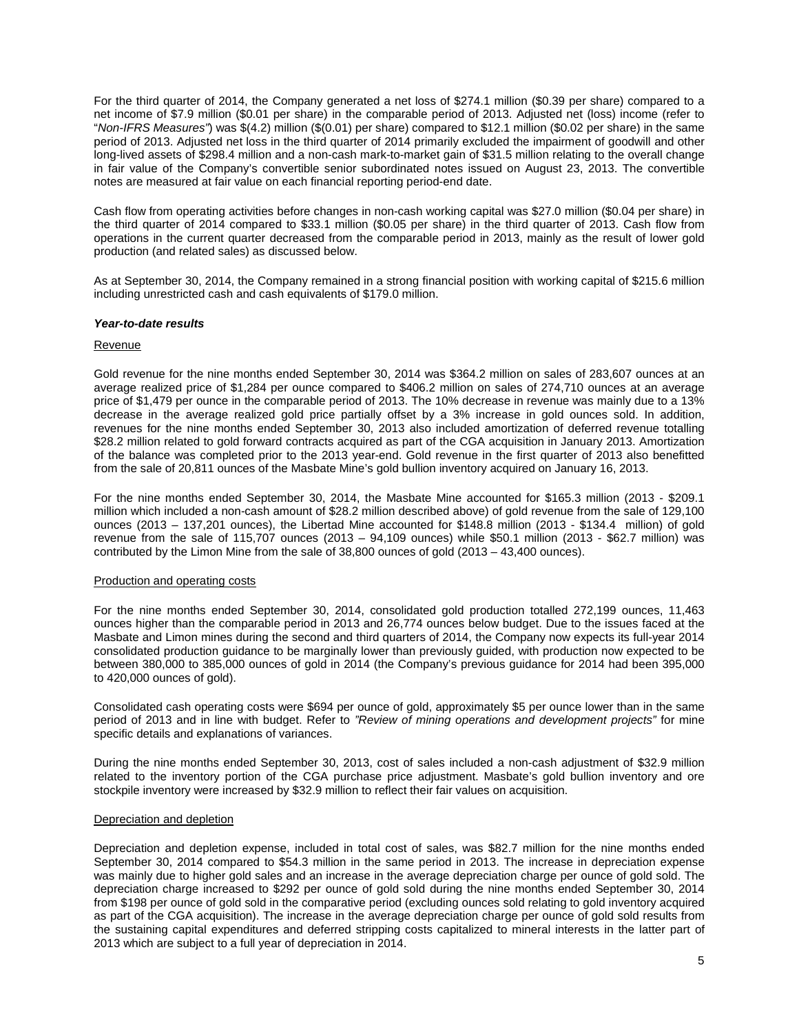For the third quarter of 2014, the Company generated a net loss of $274.1 million ($0.39 per share) compared to a net income of $7.9 million ($0.01 per share) in the comparable period of 2013. Adjusted net (loss) income (refer to "*Non-IFRS Measures"*) was $(4.2) million ($(0.01) per share) compared to $12.1 million ($0.02 per share) in the same period of 2013. Adjusted net loss in the third quarter of 2014 primarily excluded the impairment of goodwill and other long-lived assets of $298.4 million and a non-cash mark-to-market gain of $31.5 million relating to the overall change in fair value of the Company's convertible senior subordinated notes issued on August 23, 2013. The convertible notes are measured at fair value on each financial reporting period-end date.

Cash flow from operating activities before changes in non-cash working capital was $27.0 million ($0.04 per share) in the third quarter of 2014 compared to $33.1 million ($0.05 per share) in the third quarter of 2013. Cash flow from operations in the current quarter decreased from the comparable period in 2013, mainly as the result of lower gold production (and related sales) as discussed below.

As at September 30, 2014, the Company remained in a strong financial position with working capital of $215.6 million including unrestricted cash and cash equivalents of $179.0 million.

***Year-to-date results***

Revenue

Gold revenue for the nine months ended September 30, 2014 was $364.2 million on sales of 283,607 ounces at an average realized price of $1,284 per ounce compared to $406.2 million on sales of 274,710 ounces at an average price of $1,479 per ounce in the comparable period of 2013. The 10% decrease in revenue was mainly due to a 13% decrease in the average realized gold price partially offset by a 3% increase in gold ounces sold. In addition, revenues for the nine months ended September 30, 2013 also included amortization of deferred revenue totalling $28.2 million related to gold forward contracts acquired as part of the CGA acquisition in January 2013. Amortization of the balance was completed prior to the 2013 year-end. Gold revenue in the first quarter of 2013 also benefitted from the sale of 20,811 ounces of the Masbate Mine's gold bullion inventory acquired on January 16, 2013.

For the nine months ended September 30, 2014, the Masbate Mine accounted for $165.3 million (2013 - $209.1 million which included a non-cash amount of $28.2 million described above) of gold revenue from the sale of 129,100 ounces (2013 – 137,201 ounces), the Libertad Mine accounted for $148.8 million (2013 - $134.4 million) of gold revenue from the sale of 115,707 ounces (2013 – 94,109 ounces) while $50.1 million (2013 - $62.7 million) was contributed by the Limon Mine from the sale of 38,800 ounces of gold (2013 – 43,400 ounces).

Production and operating costs

For the nine months ended September 30, 2014, consolidated gold production totalled 272,199 ounces, 11,463 ounces higher than the comparable period in 2013 and 26,774 ounces below budget. Due to the issues faced at the Masbate and Limon mines during the second and third quarters of 2014, the Company now expects its full-year 2014 consolidated production guidance to be marginally lower than previously guided, with production now expected to be between 380,000 to 385,000 ounces of gold in 2014 (the Company's previous guidance for 2014 had been 395,000 to 420,000 ounces of gold).

Consolidated cash operating costs were $694 per ounce of gold, approximately $5 per ounce lower than in the same period of 2013 and in line with budget. Refer to *"Review of mining operations and development projects"* for mine specific details and explanations of variances.

During the nine months ended September 30, 2013, cost of sales included a non-cash adjustment of $32.9 million related to the inventory portion of the CGA purchase price adjustment. Masbate's gold bullion inventory and ore stockpile inventory were increased by $32.9 million to reflect their fair values on acquisition.

Depreciation and depletion

Depreciation and depletion expense, included in total cost of sales, was $82.7 million for the nine months ended September 30, 2014 compared to $54.3 million in the same period in 2013. The increase in depreciation expense was mainly due to higher gold sales and an increase in the average depreciation charge per ounce of gold sold. The depreciation charge increased to $292 per ounce of gold sold during the nine months ended September 30, 2014 from $198 per ounce of gold sold in the comparative period (excluding ounces sold relating to gold inventory acquired as part of the CGA acquisition). The increase in the average depreciation charge per ounce of gold sold results from the sustaining capital expenditures and deferred stripping costs capitalized to mineral interests in the latter part of 2013 which are subject to a full year of depreciation in 2014.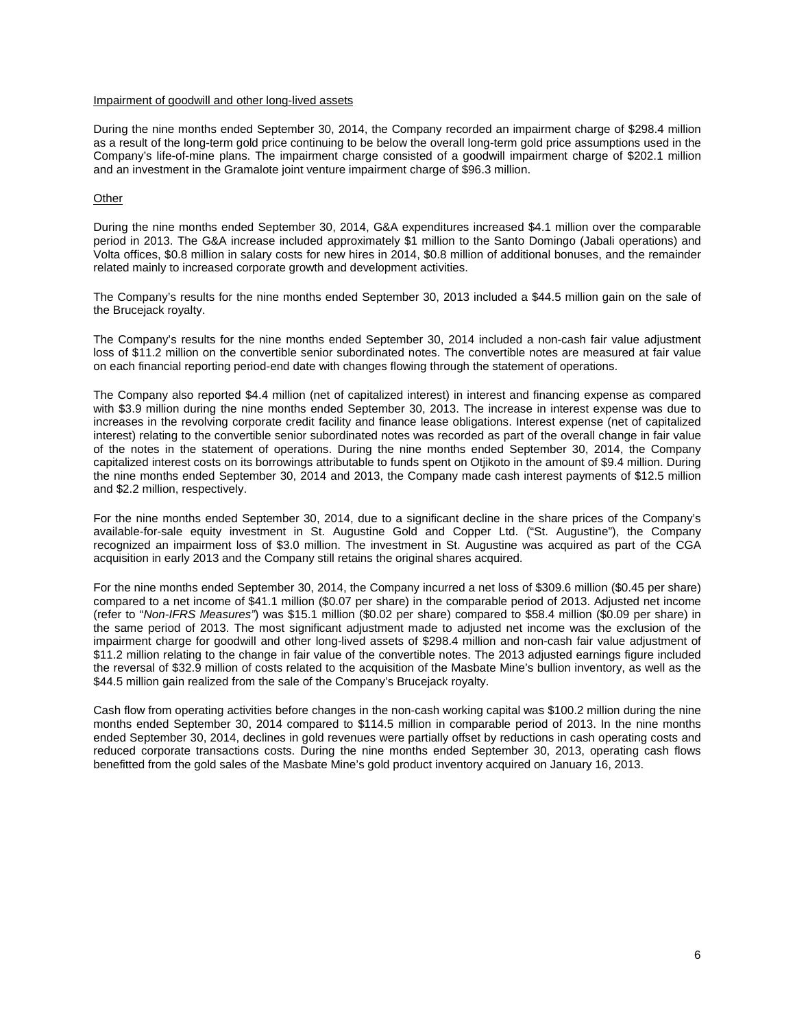Impairment of goodwill and other long-lived assets

During the nine months ended September 30, 2014, the Company recorded an impairment charge of $298.4 million as a result of the long-term gold price continuing to be below the overall long-term gold price assumptions used in the Company's life-of-mine plans. The impairment charge consisted of a goodwill impairment charge of $202.1 million and an investment in the Gramalote joint venture impairment charge of $96.3 million.

Other

During the nine months ended September 30, 2014, G&A expenditures increased $4.1 million over the comparable period in 2013. The G&A increase included approximately $1 million to the Santo Domingo (Jabali operations) and Volta offices, $0.8 million in salary costs for new hires in 2014, $0.8 million of additional bonuses, and the remainder related mainly to increased corporate growth and development activities.

The Company's results for the nine months ended September 30, 2013 included a $44.5 million gain on the sale of the Brucejack royalty.

The Company's results for the nine months ended September 30, 2014 included a non-cash fair value adjustment loss of $11.2 million on the convertible senior subordinated notes. The convertible notes are measured at fair value on each financial reporting period-end date with changes flowing through the statement of operations.

The Company also reported $4.4 million (net of capitalized interest) in interest and financing expense as compared with $3.9 million during the nine months ended September 30, 2013. The increase in interest expense was due to increases in the revolving corporate credit facility and finance lease obligations. Interest expense (net of capitalized interest) relating to the convertible senior subordinated notes was recorded as part of the overall change in fair value of the notes in the statement of operations. During the nine months ended September 30, 2014, the Company capitalized interest costs on its borrowings attributable to funds spent on Otjikoto in the amount of $9.4 million. During the nine months ended September 30, 2014 and 2013, the Company made cash interest payments of $12.5 million and $2.2 million, respectively.

For the nine months ended September 30, 2014, due to a significant decline in the share prices of the Company's available-for-sale equity investment in St. Augustine Gold and Copper Ltd. ("St. Augustine"), the Company recognized an impairment loss of $3.0 million. The investment in St. Augustine was acquired as part of the CGA acquisition in early 2013 and the Company still retains the original shares acquired.

For the nine months ended September 30, 2014, the Company incurred a net loss of $309.6 million ($0.45 per share) compared to a net income of $41.1 million ($0.07 per share) in the comparable period of 2013. Adjusted net income (refer to "*Non-IFRS Measures*") was $15.1 million ($0.02 per share) compared to $58.4 million ($0.09 per share) in the same period of 2013. The most significant adjustment made to adjusted net income was the exclusion of the impairment charge for goodwill and other long-lived assets of $298.4 million and non-cash fair value adjustment of $11.2 million relating to the change in fair value of the convertible notes. The 2013 adjusted earnings figure included the reversal of $32.9 million of costs related to the acquisition of the Masbate Mine's bullion inventory, as well as the $44.5 million gain realized from the sale of the Company's Brucejack royalty.

Cash flow from operating activities before changes in the non-cash working capital was $100.2 million during the nine months ended September 30, 2014 compared to $114.5 million in comparable period of 2013. In the nine months ended September 30, 2014, declines in gold revenues were partially offset by reductions in cash operating costs and reduced corporate transactions costs. During the nine months ended September 30, 2013, operating cash flows benefitted from the gold sales of the Masbate Mine's gold product inventory acquired on January 16, 2013.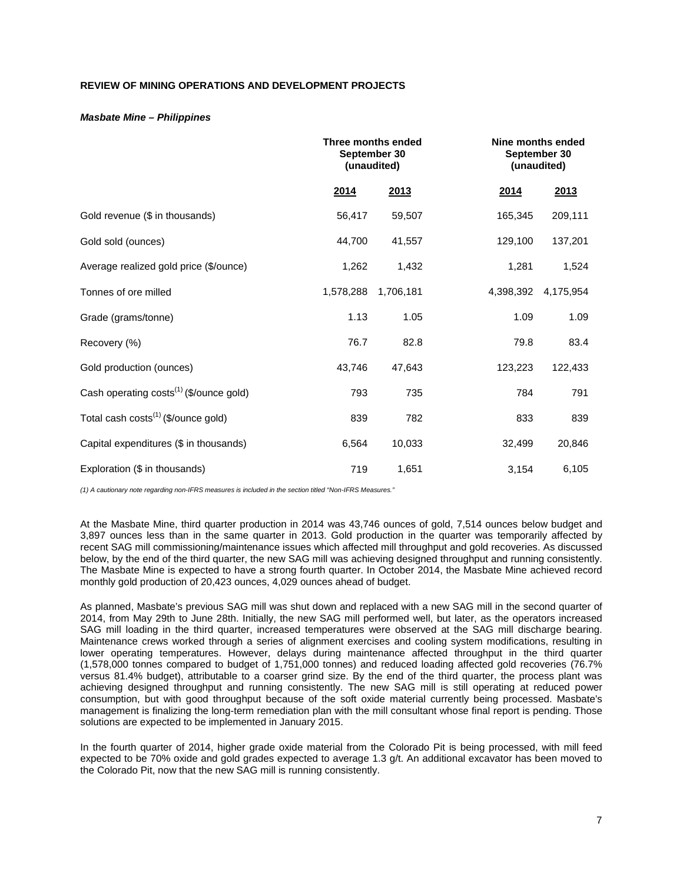**REVIEW OF MINING OPERATIONS AND DEVELOPMENT PROJECTS**

***Masbate Mine – Philippines***

| | Three months ended September 30 (unaudited) | | Nine months ended September 30 (unaudited) | |
|---|---|---|---|---|
| | **2014** | **2013** | **2014** | **2013** |
| Gold revenue ($ in thousands) | 56,417 | 59,507 | 165,345 | 209,111 |
| Gold sold (ounces) | 44,700 | 41,557 | 129,100 | 137,201 |
| Average realized gold price ($/ounce) | 1,262 | 1,432 | 1,281 | 1,524 |
| Tonnes of ore milled | 1,578,288 | 1,706,181 | 4,398,392 | 4,175,954 |
| Grade (grams/tonne) | 1.13 | 1.05 | 1.09 | 1.09 |
| Recovery (%) | 76.7 | 82.8 | 79.8 | 83.4 |
| Gold production (ounces) | 43,746 | 47,643 | 123,223 | 122,433 |
| Cash operating costs(1) ($/ounce gold) | 793 | 735 | 784 | 791 |
| Total cash costs(1) ($/ounce gold) | 839 | 782 | 833 | 839 |
| Capital expenditures ($ in thousands) | 6,564 | 10,033 | 32,499 | 20,846 |
| Exploration ($ in thousands) | 719 | 1,651 | 3,154 | 6,105 |

*(1) A cautionary note regarding non-IFRS measures is included in the section titled "Non-IFRS Measures."*

At the Masbate Mine, third quarter production in 2014 was 43,746 ounces of gold, 7,514 ounces below budget and 3,897 ounces less than in the same quarter in 2013. Gold production in the quarter was temporarily affected by recent SAG mill commissioning/maintenance issues which affected mill throughput and gold recoveries. As discussed below, by the end of the third quarter, the new SAG mill was achieving designed throughput and running consistently. The Masbate Mine is expected to have a strong fourth quarter. In October 2014, the Masbate Mine achieved record monthly gold production of 20,423 ounces, 4,029 ounces ahead of budget.

As planned, Masbate's previous SAG mill was shut down and replaced with a new SAG mill in the second quarter of 2014, from May 29th to June 28th. Initially, the new SAG mill performed well, but later, as the operators increased SAG mill loading in the third quarter, increased temperatures were observed at the SAG mill discharge bearing. Maintenance crews worked through a series of alignment exercises and cooling system modifications, resulting in lower operating temperatures. However, delays during maintenance affected throughput in the third quarter (1,578,000 tonnes compared to budget of 1,751,000 tonnes) and reduced loading affected gold recoveries (76.7% versus 81.4% budget), attributable to a coarser grind size. By the end of the third quarter, the process plant was achieving designed throughput and running consistently. The new SAG mill is still operating at reduced power consumption, but with good throughput because of the soft oxide material currently being processed. Masbate's management is finalizing the long-term remediation plan with the mill consultant whose final report is pending. Those solutions are expected to be implemented in January 2015.

In the fourth quarter of 2014, higher grade oxide material from the Colorado Pit is being processed, with mill feed expected to be 70% oxide and gold grades expected to average 1.3 g/t. An additional excavator has been moved to the Colorado Pit, now that the new SAG mill is running consistently.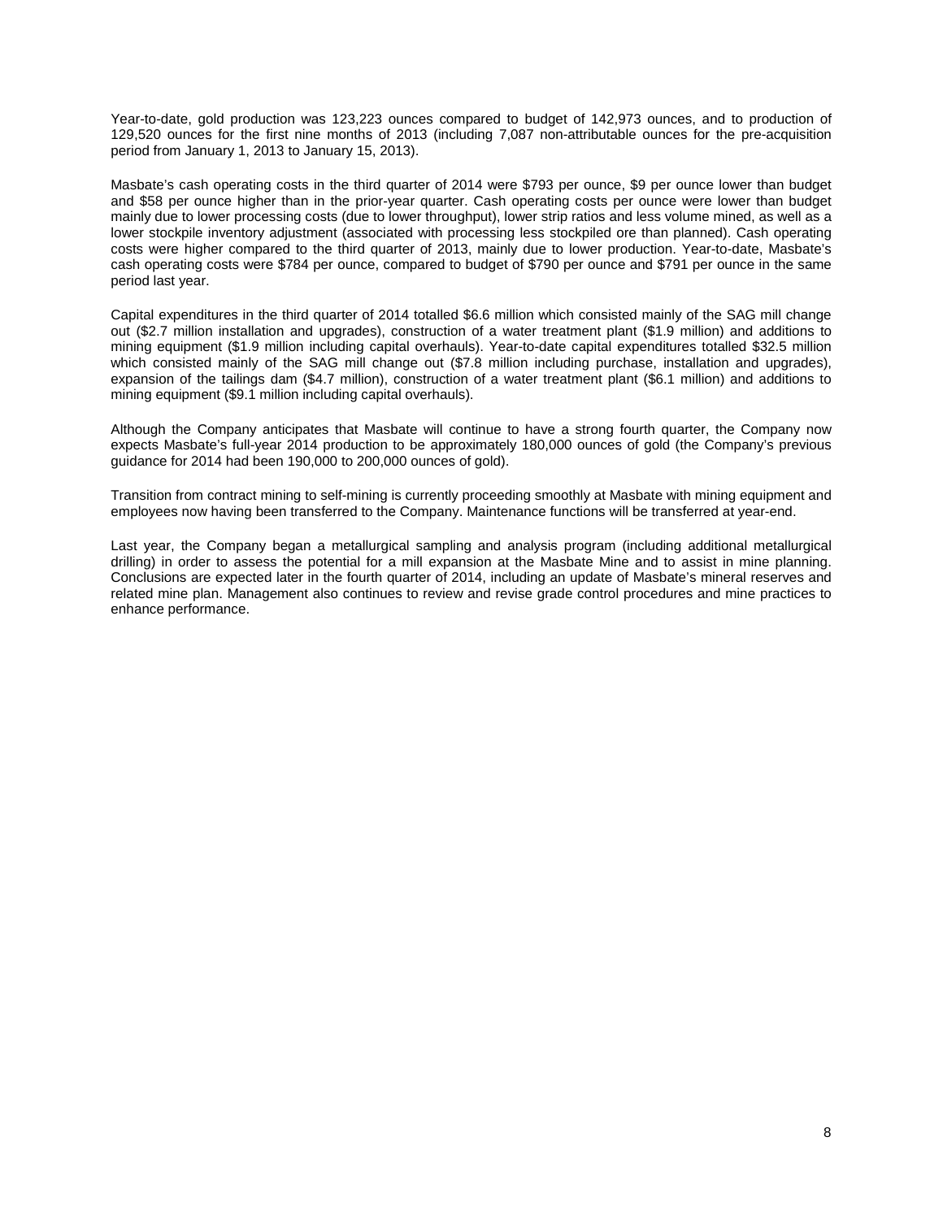Year-to-date, gold production was 123,223 ounces compared to budget of 142,973 ounces, and to production of 129,520 ounces for the first nine months of 2013 (including 7,087 non-attributable ounces for the pre-acquisition period from January 1, 2013 to January 15, 2013).

Masbate's cash operating costs in the third quarter of 2014 were $793 per ounce, $9 per ounce lower than budget and $58 per ounce higher than in the prior-year quarter. Cash operating costs per ounce were lower than budget mainly due to lower processing costs (due to lower throughput), lower strip ratios and less volume mined, as well as a lower stockpile inventory adjustment (associated with processing less stockpiled ore than planned). Cash operating costs were higher compared to the third quarter of 2013, mainly due to lower production. Year-to-date, Masbate's cash operating costs were $784 per ounce, compared to budget of $790 per ounce and $791 per ounce in the same period last year.

Capital expenditures in the third quarter of 2014 totalled $6.6 million which consisted mainly of the SAG mill change out ($2.7 million installation and upgrades), construction of a water treatment plant ($1.9 million) and additions to mining equipment ($1.9 million including capital overhauls). Year-to-date capital expenditures totalled $32.5 million which consisted mainly of the SAG mill change out ($7.8 million including purchase, installation and upgrades), expansion of the tailings dam ($4.7 million), construction of a water treatment plant ($6.1 million) and additions to mining equipment ($9.1 million including capital overhauls).

Although the Company anticipates that Masbate will continue to have a strong fourth quarter, the Company now expects Masbate's full-year 2014 production to be approximately 180,000 ounces of gold (the Company's previous guidance for 2014 had been 190,000 to 200,000 ounces of gold).

Transition from contract mining to self-mining is currently proceeding smoothly at Masbate with mining equipment and employees now having been transferred to the Company. Maintenance functions will be transferred at year-end.

Last year, the Company began a metallurgical sampling and analysis program (including additional metallurgical drilling) in order to assess the potential for a mill expansion at the Masbate Mine and to assist in mine planning. Conclusions are expected later in the fourth quarter of 2014, including an update of Masbate's mineral reserves and related mine plan. Management also continues to review and revise grade control procedures and mine practices to enhance performance.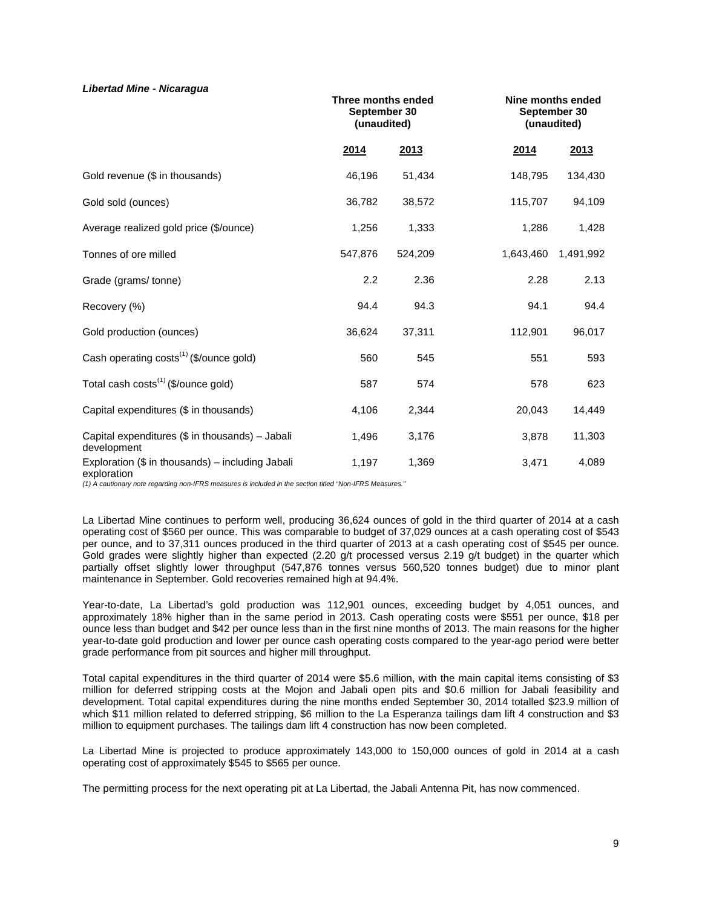***Libertad Mine - Nicaragua***

| | Three months ended September 30 (unaudited) | | Nine months ended September 30 (unaudited) | |
|---|---|---|---|---|
| | **2014** | **2013** | **2014** | **2013** |
| Gold revenue ($ in thousands) | 46,196 | 51,434 | 148,795 | 134,430 |
| Gold sold (ounces) | 36,782 | 38,572 | 115,707 | 94,109 |
| Average realized gold price ($/ounce) | 1,256 | 1,333 | 1,286 | 1,428 |
| Tonnes of ore milled | 547,876 | 524,209 | 1,643,460 | 1,491,992 |
| Grade (grams/ tonne) | 2.2 | 2.36 | 2.28 | 2.13 |
| Recovery (%) | 94.4 | 94.3 | 94.1 | 94.4 |
| Gold production (ounces) | 36,624 | 37,311 | 112,901 | 96,017 |
| Cash operating costs(1) ($/ounce gold) | 560 | 545 | 551 | 593 |
| Total cash costs(1) ($/ounce gold) | 587 | 574 | 578 | 623 |
| Capital expenditures ($ in thousands) | 4,106 | 2,344 | 20,043 | 14,449 |
| Capital expenditures ($ in thousands) – Jabali development | 1,496 | 3,176 | 3,878 | 11,303 |
| Exploration ($ in thousands) – including Jabali exploration | 1,197 | 1,369 | 3,471 | 4,089 |

*(1) A cautionary note regarding non-IFRS measures is included in the section titled "Non-IFRS Measures."*

La Libertad Mine continues to perform well, producing 36,624 ounces of gold in the third quarter of 2014 at a cash operating cost of $560 per ounce. This was comparable to budget of 37,029 ounces at a cash operating cost of $543 per ounce, and to 37,311 ounces produced in the third quarter of 2013 at a cash operating cost of $545 per ounce. Gold grades were slightly higher than expected (2.20 g/t processed versus 2.19 g/t budget) in the quarter which partially offset slightly lower throughput (547,876 tonnes versus 560,520 tonnes budget) due to minor plant maintenance in September. Gold recoveries remained high at 94.4%.

Year-to-date, La Libertad's gold production was 112,901 ounces, exceeding budget by 4,051 ounces, and approximately 18% higher than in the same period in 2013. Cash operating costs were $551 per ounce, $18 per ounce less than budget and $42 per ounce less than in the first nine months of 2013. The main reasons for the higher year-to-date gold production and lower per ounce cash operating costs compared to the year-ago period were better grade performance from pit sources and higher mill throughput.

Total capital expenditures in the third quarter of 2014 were $5.6 million, with the main capital items consisting of $3 million for deferred stripping costs at the Mojon and Jabali open pits and $0.6 million for Jabali feasibility and development. Total capital expenditures during the nine months ended September 30, 2014 totalled $23.9 million of which $11 million related to deferred stripping, $6 million to the La Esperanza tailings dam lift 4 construction and $3 million to equipment purchases. The tailings dam lift 4 construction has now been completed.

La Libertad Mine is projected to produce approximately 143,000 to 150,000 ounces of gold in 2014 at a cash operating cost of approximately $545 to $565 per ounce.

The permitting process for the next operating pit at La Libertad, the Jabali Antenna Pit, has now commenced.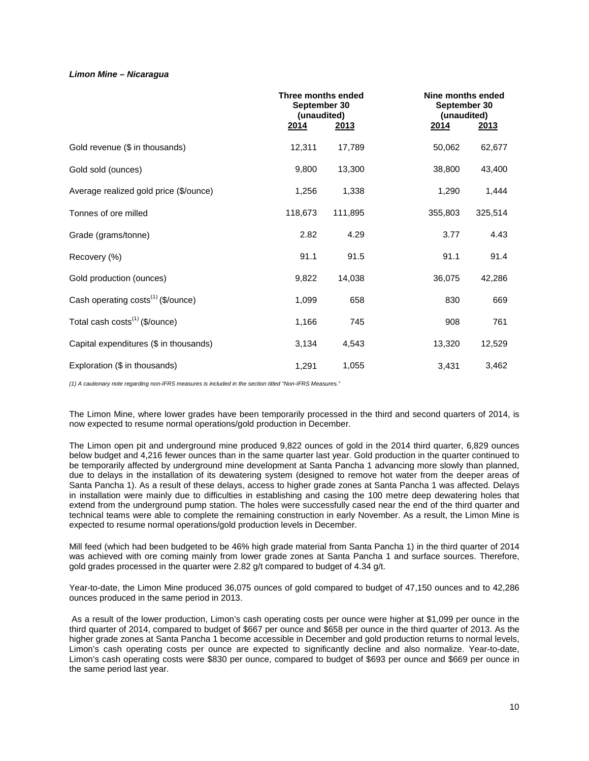***Limon Mine – Nicaragua***

| | Three months ended September 30 (unaudited) | | Nine months ended September 30 (unaudited) | |
|---|---|---|---|---|
| | 2014 | 2013 | 2014 | 2013 |
| Gold revenue ($ in thousands) | 12,311 | 17,789 | 50,062 | 62,677 |
| Gold sold (ounces) | 9,800 | 13,300 | 38,800 | 43,400 |
| Average realized gold price ($/ounce) | 1,256 | 1,338 | 1,290 | 1,444 |
| Tonnes of ore milled | 118,673 | 111,895 | 355,803 | 325,514 |
| Grade (grams/tonne) | 2.82 | 4.29 | 3.77 | 4.43 |
| Recovery (%) | 91.1 | 91.5 | 91.1 | 91.4 |
| Gold production (ounces) | 9,822 | 14,038 | 36,075 | 42,286 |
| Cash operating costs(1) ($/ounce) | 1,099 | 658 | 830 | 669 |
| Total cash costs(1) ($/ounce) | 1,166 | 745 | 908 | 761 |
| Capital expenditures ($ in thousands) | 3,134 | 4,543 | 13,320 | 12,529 |
| Exploration ($ in thousands) | 1,291 | 1,055 | 3,431 | 3,462 |

*(1) A cautionary note regarding non-IFRS measures is included in the section titled "Non-IFRS Measures."*

The Limon Mine, where lower grades have been temporarily processed in the third and second quarters of 2014, is now expected to resume normal operations/gold production in December.

The Limon open pit and underground mine produced 9,822 ounces of gold in the 2014 third quarter, 6,829 ounces below budget and 4,216 fewer ounces than in the same quarter last year. Gold production in the quarter continued to be temporarily affected by underground mine development at Santa Pancha 1 advancing more slowly than planned, due to delays in the installation of its dewatering system (designed to remove hot water from the deeper areas of Santa Pancha 1). As a result of these delays, access to higher grade zones at Santa Pancha 1 was affected. Delays in installation were mainly due to difficulties in establishing and casing the 100 metre deep dewatering holes that extend from the underground pump station. The holes were successfully cased near the end of the third quarter and technical teams were able to complete the remaining construction in early November. As a result, the Limon Mine is expected to resume normal operations/gold production levels in December.

Mill feed (which had been budgeted to be 46% high grade material from Santa Pancha 1) in the third quarter of 2014 was achieved with ore coming mainly from lower grade zones at Santa Pancha 1 and surface sources. Therefore, gold grades processed in the quarter were 2.82 g/t compared to budget of 4.34 g/t.

Year-to-date, the Limon Mine produced 36,075 ounces of gold compared to budget of 47,150 ounces and to 42,286 ounces produced in the same period in 2013.

As a result of the lower production, Limon's cash operating costs per ounce were higher at $1,099 per ounce in the third quarter of 2014, compared to budget of $667 per ounce and $658 per ounce in the third quarter of 2013. As the higher grade zones at Santa Pancha 1 become accessible in December and gold production returns to normal levels, Limon's cash operating costs per ounce are expected to significantly decline and also normalize. Year-to-date, Limon's cash operating costs were $830 per ounce, compared to budget of $693 per ounce and $669 per ounce in the same period last year.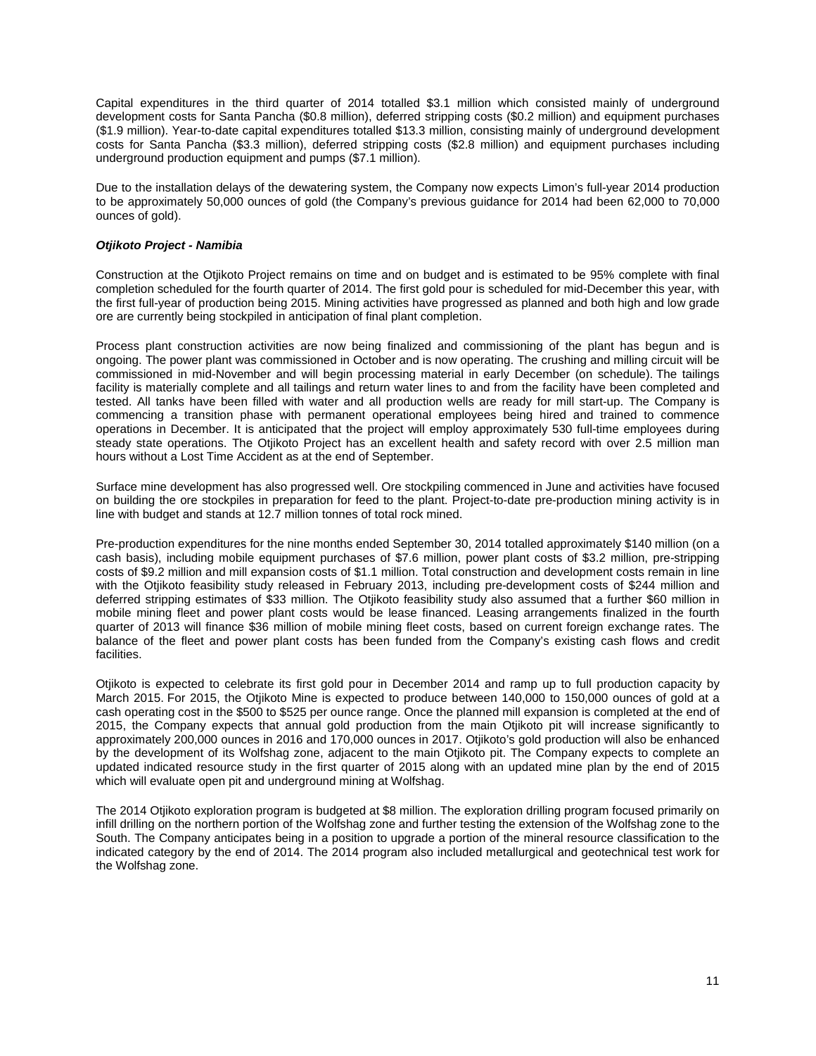Capital expenditures in the third quarter of 2014 totalled $3.1 million which consisted mainly of underground development costs for Santa Pancha ($0.8 million), deferred stripping costs ($0.2 million) and equipment purchases ($1.9 million). Year-to-date capital expenditures totalled $13.3 million, consisting mainly of underground development costs for Santa Pancha ($3.3 million), deferred stripping costs ($2.8 million) and equipment purchases including underground production equipment and pumps ($7.1 million).

Due to the installation delays of the dewatering system, the Company now expects Limon's full-year 2014 production to be approximately 50,000 ounces of gold (the Company's previous guidance for 2014 had been 62,000 to 70,000 ounces of gold).

***Otjikoto Project - Namibia***

Construction at the Otjikoto Project remains on time and on budget and is estimated to be 95% complete with final completion scheduled for the fourth quarter of 2014. The first gold pour is scheduled for mid-December this year, with the first full-year of production being 2015. Mining activities have progressed as planned and both high and low grade ore are currently being stockpiled in anticipation of final plant completion.

Process plant construction activities are now being finalized and commissioning of the plant has begun and is ongoing. The power plant was commissioned in October and is now operating. The crushing and milling circuit will be commissioned in mid-November and will begin processing material in early December (on schedule). The tailings facility is materially complete and all tailings and return water lines to and from the facility have been completed and tested. All tanks have been filled with water and all production wells are ready for mill start-up. The Company is commencing a transition phase with permanent operational employees being hired and trained to commence operations in December. It is anticipated that the project will employ approximately 530 full-time employees during steady state operations. The Otjikoto Project has an excellent health and safety record with over 2.5 million man hours without a Lost Time Accident as at the end of September.

Surface mine development has also progressed well. Ore stockpiling commenced in June and activities have focused on building the ore stockpiles in preparation for feed to the plant. Project-to-date pre-production mining activity is in line with budget and stands at 12.7 million tonnes of total rock mined.

Pre-production expenditures for the nine months ended September 30, 2014 totalled approximately $140 million (on a cash basis), including mobile equipment purchases of $7.6 million, power plant costs of $3.2 million, pre-stripping costs of $9.2 million and mill expansion costs of $1.1 million. Total construction and development costs remain in line with the Otjikoto feasibility study released in February 2013, including pre-development costs of $244 million and deferred stripping estimates of $33 million. The Otjikoto feasibility study also assumed that a further $60 million in mobile mining fleet and power plant costs would be lease financed. Leasing arrangements finalized in the fourth quarter of 2013 will finance $36 million of mobile mining fleet costs, based on current foreign exchange rates. The balance of the fleet and power plant costs has been funded from the Company's existing cash flows and credit facilities.

Otjikoto is expected to celebrate its first gold pour in December 2014 and ramp up to full production capacity by March 2015. For 2015, the Otjikoto Mine is expected to produce between 140,000 to 150,000 ounces of gold at a cash operating cost in the $500 to $525 per ounce range. Once the planned mill expansion is completed at the end of 2015, the Company expects that annual gold production from the main Otjikoto pit will increase significantly to approximately 200,000 ounces in 2016 and 170,000 ounces in 2017. Otjikoto's gold production will also be enhanced by the development of its Wolfshag zone, adjacent to the main Otjikoto pit. The Company expects to complete an updated indicated resource study in the first quarter of 2015 along with an updated mine plan by the end of 2015 which will evaluate open pit and underground mining at Wolfshag.

The 2014 Otjikoto exploration program is budgeted at $8 million. The exploration drilling program focused primarily on infill drilling on the northern portion of the Wolfshag zone and further testing the extension of the Wolfshag zone to the South. The Company anticipates being in a position to upgrade a portion of the mineral resource classification to the indicated category by the end of 2014. The 2014 program also included metallurgical and geotechnical test work for the Wolfshag zone.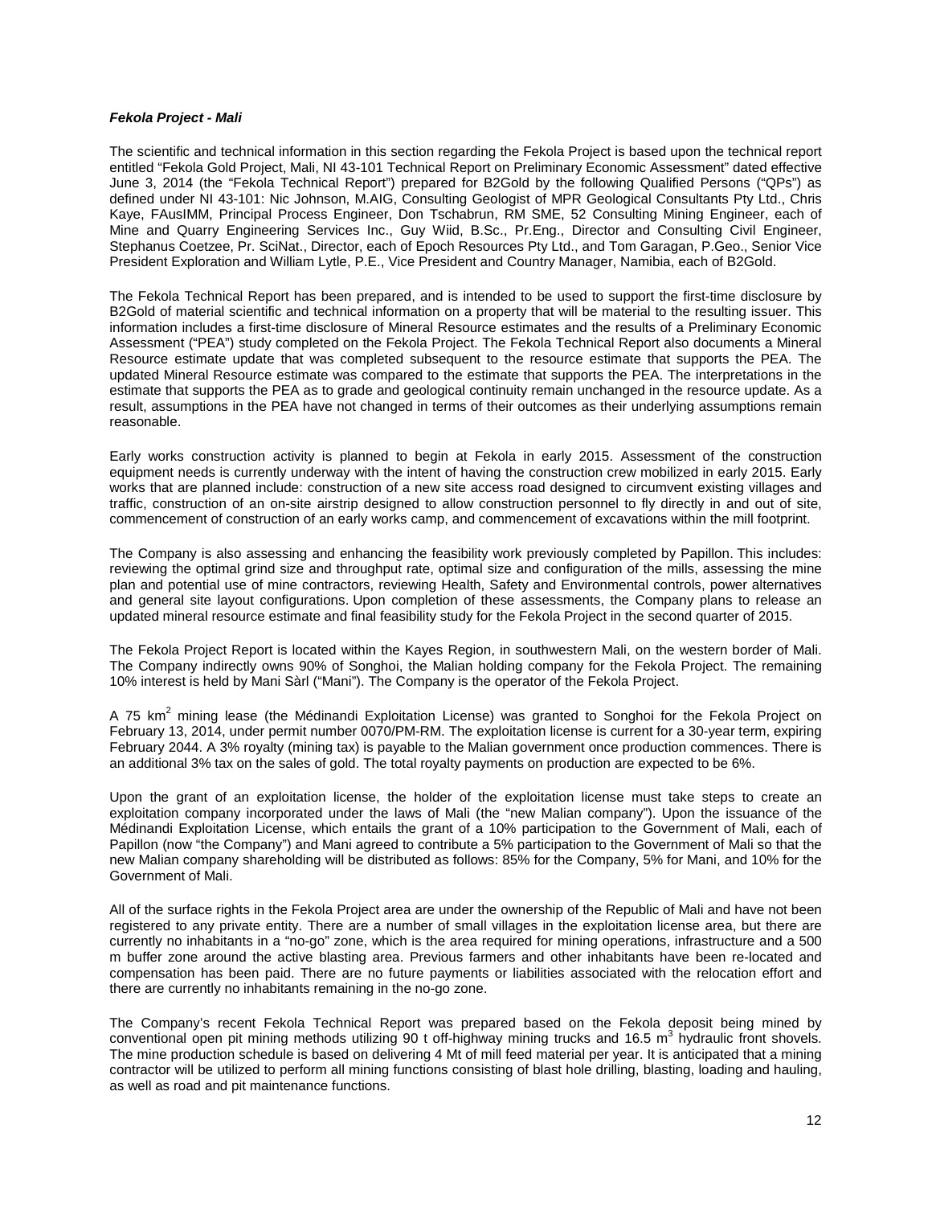***Fekola Project - Mali***

The scientific and technical information in this section regarding the Fekola Project is based upon the technical report entitled "Fekola Gold Project, Mali, NI 43-101 Technical Report on Preliminary Economic Assessment" dated effective June 3, 2014 (the "Fekola Technical Report") prepared for B2Gold by the following Qualified Persons ("QPs") as defined under NI 43-101: Nic Johnson, M.AIG, Consulting Geologist of MPR Geological Consultants Pty Ltd., Chris Kaye, FAusIMM, Principal Process Engineer, Don Tschabrun, RM SME, 52 Consulting Mining Engineer, each of Mine and Quarry Engineering Services Inc., Guy Wiid, B.Sc., Pr.Eng., Director and Consulting Civil Engineer, Stephanus Coetzee, Pr. SciNat., Director, each of Epoch Resources Pty Ltd., and Tom Garagan, P.Geo., Senior Vice President Exploration and William Lytle, P.E., Vice President and Country Manager, Namibia, each of B2Gold.

The Fekola Technical Report has been prepared, and is intended to be used to support the first-time disclosure by B2Gold of material scientific and technical information on a property that will be material to the resulting issuer. This information includes a first-time disclosure of Mineral Resource estimates and the results of a Preliminary Economic Assessment ("PEA") study completed on the Fekola Project. The Fekola Technical Report also documents a Mineral Resource estimate update that was completed subsequent to the resource estimate that supports the PEA. The updated Mineral Resource estimate was compared to the estimate that supports the PEA. The interpretations in the estimate that supports the PEA as to grade and geological continuity remain unchanged in the resource update. As a result, assumptions in the PEA have not changed in terms of their outcomes as their underlying assumptions remain reasonable.

Early works construction activity is planned to begin at Fekola in early 2015. Assessment of the construction equipment needs is currently underway with the intent of having the construction crew mobilized in early 2015. Early works that are planned include: construction of a new site access road designed to circumvent existing villages and traffic, construction of an on-site airstrip designed to allow construction personnel to fly directly in and out of site, commencement of construction of an early works camp, and commencement of excavations within the mill footprint.

The Company is also assessing and enhancing the feasibility work previously completed by Papillon. This includes: reviewing the optimal grind size and throughput rate, optimal size and configuration of the mills, assessing the mine plan and potential use of mine contractors, reviewing Health, Safety and Environmental controls, power alternatives and general site layout configurations. Upon completion of these assessments, the Company plans to release an updated mineral resource estimate and final feasibility study for the Fekola Project in the second quarter of 2015.

The Fekola Project Report is located within the Kayes Region, in southwestern Mali, on the western border of Mali. The Company indirectly owns 90% of Songhoi, the Malian holding company for the Fekola Project. The remaining 10% interest is held by Mani Sàrl ("Mani"). The Company is the operator of the Fekola Project.

A 75 $km^2$ mining lease (the Médinandi Exploitation License) was granted to Songhoi for the Fekola Project on February 13, 2014, under permit number 0070/PM-RM. The exploitation license is current for a 30-year term, expiring February 2044. A 3% royalty (mining tax) is payable to the Malian government once production commences. There is an additional 3% tax on the sales of gold. The total royalty payments on production are expected to be 6%.

Upon the grant of an exploitation license, the holder of the exploitation license must take steps to create an exploitation company incorporated under the laws of Mali (the "new Malian company"). Upon the issuance of the Médinandi Exploitation License, which entails the grant of a 10% participation to the Government of Mali, each of Papillon (now "the Company") and Mani agreed to contribute a 5% participation to the Government of Mali so that the new Malian company shareholding will be distributed as follows: 85% for the Company, 5% for Mani, and 10% for the Government of Mali.

All of the surface rights in the Fekola Project area are under the ownership of the Republic of Mali and have not been registered to any private entity. There are a number of small villages in the exploitation license area, but there are currently no inhabitants in a "no-go" zone, which is the area required for mining operations, infrastructure and a 500 m buffer zone around the active blasting area. Previous farmers and other inhabitants have been re-located and compensation has been paid. There are no future payments or liabilities associated with the relocation effort and there are currently no inhabitants remaining in the no-go zone.

The Company's recent Fekola Technical Report was prepared based on the Fekola deposit being mined by conventional open pit mining methods utilizing 90 t off-highway mining trucks and 16.5 $m^3$ hydraulic front shovels. The mine production schedule is based on delivering 4 Mt of mill feed material per year. It is anticipated that a mining contractor will be utilized to perform all mining functions consisting of blast hole drilling, blasting, loading and hauling, as well as road and pit maintenance functions.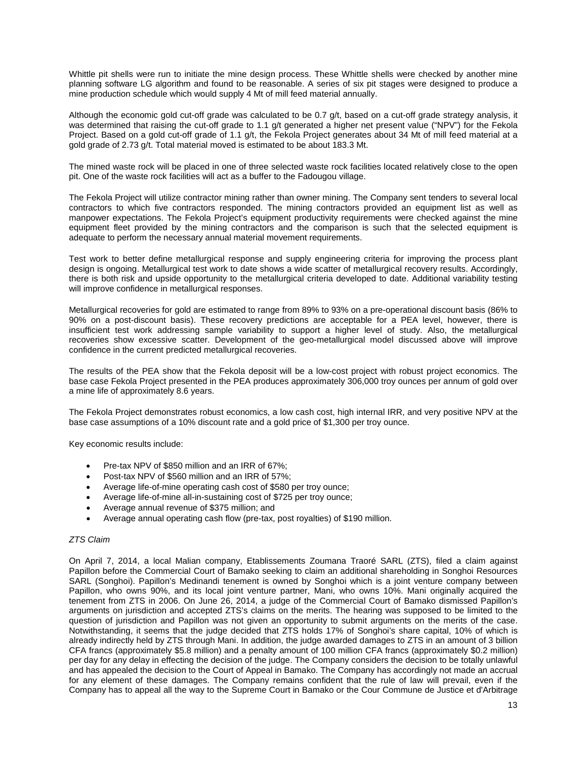Whittle pit shells were run to initiate the mine design process. These Whittle shells were checked by another mine planning software LG algorithm and found to be reasonable. A series of six pit stages were designed to produce a mine production schedule which would supply 4 Mt of mill feed material annually.

Although the economic gold cut-off grade was calculated to be 0.7 g/t, based on a cut-off grade strategy analysis, it was determined that raising the cut-off grade to 1.1 g/t generated a higher net present value ("NPV") for the Fekola Project. Based on a gold cut-off grade of 1.1 g/t, the Fekola Project generates about 34 Mt of mill feed material at a gold grade of 2.73 g/t. Total material moved is estimated to be about 183.3 Mt.

The mined waste rock will be placed in one of three selected waste rock facilities located relatively close to the open pit. One of the waste rock facilities will act as a buffer to the Fadougou village.

The Fekola Project will utilize contractor mining rather than owner mining. The Company sent tenders to several local contractors to which five contractors responded. The mining contractors provided an equipment list as well as manpower expectations. The Fekola Project's equipment productivity requirements were checked against the mine equipment fleet provided by the mining contractors and the comparison is such that the selected equipment is adequate to perform the necessary annual material movement requirements.

Test work to better define metallurgical response and supply engineering criteria for improving the process plant design is ongoing. Metallurgical test work to date shows a wide scatter of metallurgical recovery results. Accordingly, there is both risk and upside opportunity to the metallurgical criteria developed to date. Additional variability testing will improve confidence in metallurgical responses.

Metallurgical recoveries for gold are estimated to range from 89% to 93% on a pre-operational discount basis (86% to 90% on a post-discount basis). These recovery predictions are acceptable for a PEA level, however, there is insufficient test work addressing sample variability to support a higher level of study. Also, the metallurgical recoveries show excessive scatter. Development of the geo-metallurgical model discussed above will improve confidence in the current predicted metallurgical recoveries.

The results of the PEA show that the Fekola deposit will be a low-cost project with robust project economics. The base case Fekola Project presented in the PEA produces approximately 306,000 troy ounces per annum of gold over a mine life of approximately 8.6 years.

The Fekola Project demonstrates robust economics, a low cash cost, high internal IRR, and very positive NPV at the base case assumptions of a 10% discount rate and a gold price of $1,300 per troy ounce.

Key economic results include:

- Pre-tax NPV of $850 million and an IRR of 67%;
- Post-tax NPV of $560 million and an IRR of 57%;
- Average life-of-mine operating cash cost of $580 per troy ounce;
- Average life-of-mine all-in-sustaining cost of $725 per troy ounce;
- Average annual revenue of $375 million; and
- Average annual operating cash flow (pre-tax, post royalties) of $190 million.

*ZTS Claim*

On April 7, 2014, a local Malian company, Etablissements Zoumana Traoré SARL (ZTS), filed a claim against Papillon before the Commercial Court of Bamako seeking to claim an additional shareholding in Songhoi Resources SARL (Songhoi). Papillon's Medinandi tenement is owned by Songhoi which is a joint venture company between Papillon, who owns 90%, and its local joint venture partner, Mani, who owns 10%. Mani originally acquired the tenement from ZTS in 2006. On June 26, 2014, a judge of the Commercial Court of Bamako dismissed Papillon's arguments on jurisdiction and accepted ZTS's claims on the merits. The hearing was supposed to be limited to the question of jurisdiction and Papillon was not given an opportunity to submit arguments on the merits of the case. Notwithstanding, it seems that the judge decided that ZTS holds 17% of Songhoi's share capital, 10% of which is already indirectly held by ZTS through Mani. In addition, the judge awarded damages to ZTS in an amount of 3 billion CFA francs (approximately $5.8 million) and a penalty amount of 100 million CFA francs (approximately $0.2 million) per day for any delay in effecting the decision of the judge. The Company considers the decision to be totally unlawful and has appealed the decision to the Court of Appeal in Bamako. The Company has accordingly not made an accrual for any element of these damages. The Company remains confident that the rule of law will prevail, even if the Company has to appeal all the way to the Supreme Court in Bamako or the Cour Commune de Justice et d'Arbitrage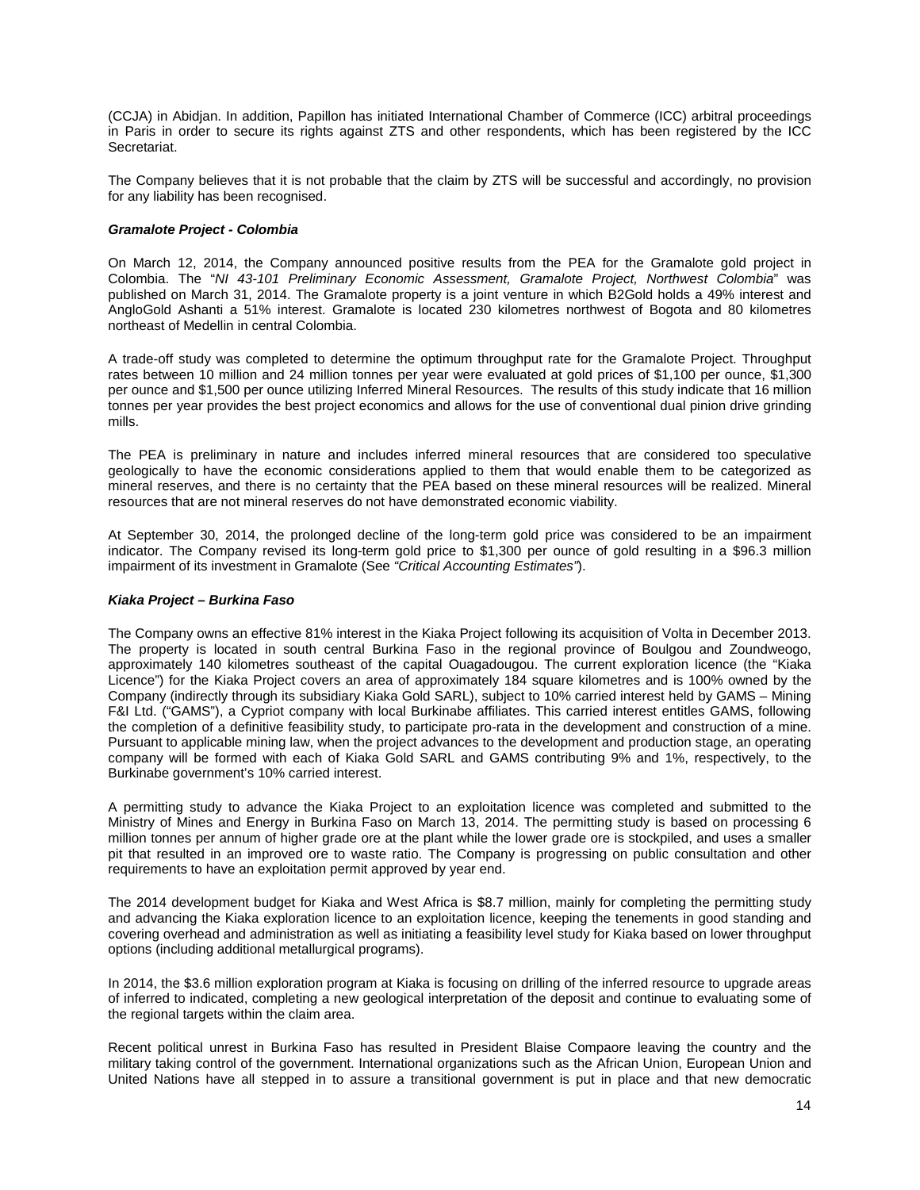(CCJA) in Abidjan. In addition, Papillon has initiated International Chamber of Commerce (ICC) arbitral proceedings in Paris in order to secure its rights against ZTS and other respondents, which has been registered by the ICC Secretariat.

The Company believes that it is not probable that the claim by ZTS will be successful and accordingly, no provision for any liability has been recognised.

***Gramalote Project - Colombia***

On March 12, 2014, the Company announced positive results from the PEA for the Gramalote gold project in Colombia. The "*NI 43-101 Preliminary Economic Assessment, Gramalote Project, Northwest Colombia*" was published on March 31, 2014. The Gramalote property is a joint venture in which B2Gold holds a 49% interest and AngloGold Ashanti a 51% interest. Gramalote is located 230 kilometres northwest of Bogota and 80 kilometres northeast of Medellin in central Colombia.

A trade-off study was completed to determine the optimum throughput rate for the Gramalote Project. Throughput rates between 10 million and 24 million tonnes per year were evaluated at gold prices of $1,100 per ounce, $1,300 per ounce and $1,500 per ounce utilizing Inferred Mineral Resources. The results of this study indicate that 16 million tonnes per year provides the best project economics and allows for the use of conventional dual pinion drive grinding mills.

The PEA is preliminary in nature and includes inferred mineral resources that are considered too speculative geologically to have the economic considerations applied to them that would enable them to be categorized as mineral reserves, and there is no certainty that the PEA based on these mineral resources will be realized. Mineral resources that are not mineral reserves do not have demonstrated economic viability.

At September 30, 2014, the prolonged decline of the long-term gold price was considered to be an impairment indicator. The Company revised its long-term gold price to $1,300 per ounce of gold resulting in a $96.3 million impairment of its investment in Gramalote (See *"Critical Accounting Estimates"*).

***Kiaka Project – Burkina Faso***

The Company owns an effective 81% interest in the Kiaka Project following its acquisition of Volta in December 2013. The property is located in south central Burkina Faso in the regional province of Boulgou and Zoundweogo, approximately 140 kilometres southeast of the capital Ouagadougou. The current exploration licence (the "Kiaka Licence") for the Kiaka Project covers an area of approximately 184 square kilometres and is 100% owned by the Company (indirectly through its subsidiary Kiaka Gold SARL), subject to 10% carried interest held by GAMS – Mining F&I Ltd. ("GAMS"), a Cypriot company with local Burkinabe affiliates. This carried interest entitles GAMS, following the completion of a definitive feasibility study, to participate pro-rata in the development and construction of a mine. Pursuant to applicable mining law, when the project advances to the development and production stage, an operating company will be formed with each of Kiaka Gold SARL and GAMS contributing 9% and 1%, respectively, to the Burkinabe government's 10% carried interest.

A permitting study to advance the Kiaka Project to an exploitation licence was completed and submitted to the Ministry of Mines and Energy in Burkina Faso on March 13, 2014. The permitting study is based on processing 6 million tonnes per annum of higher grade ore at the plant while the lower grade ore is stockpiled, and uses a smaller pit that resulted in an improved ore to waste ratio. The Company is progressing on public consultation and other requirements to have an exploitation permit approved by year end.

The 2014 development budget for Kiaka and West Africa is $8.7 million, mainly for completing the permitting study and advancing the Kiaka exploration licence to an exploitation licence, keeping the tenements in good standing and covering overhead and administration as well as initiating a feasibility level study for Kiaka based on lower throughput options (including additional metallurgical programs).

In 2014, the $3.6 million exploration program at Kiaka is focusing on drilling of the inferred resource to upgrade areas of inferred to indicated, completing a new geological interpretation of the deposit and continue to evaluating some of the regional targets within the claim area.

Recent political unrest in Burkina Faso has resulted in President Blaise Compaore leaving the country and the military taking control of the government. International organizations such as the African Union, European Union and United Nations have all stepped in to assure a transitional government is put in place and that new democratic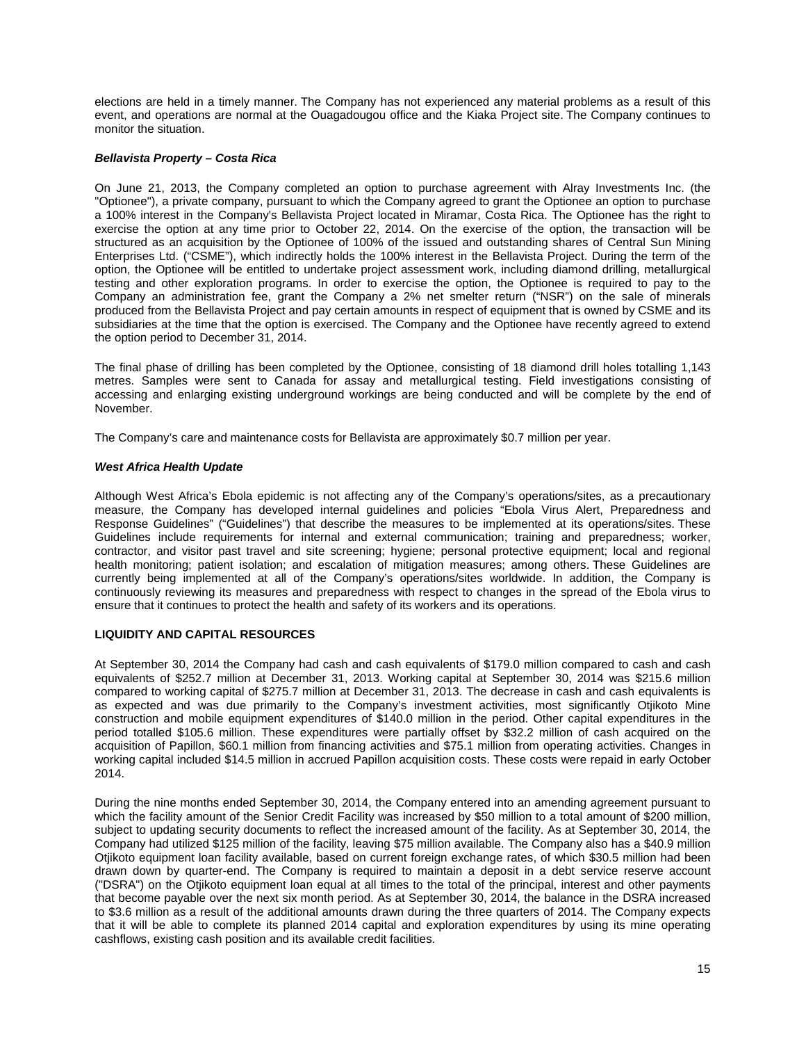elections are held in a timely manner. The Company has not experienced any material problems as a result of this event, and operations are normal at the Ouagadougou office and the Kiaka Project site. The Company continues to monitor the situation.

### *Bellavista Property – Costa Rica*

On June 21, 2013, the Company completed an option to purchase agreement with Alray Investments Inc. (the "Optionee"), a private company, pursuant to which the Company agreed to grant the Optionee an option to purchase a 100% interest in the Company's Bellavista Project located in Miramar, Costa Rica. The Optionee has the right to exercise the option at any time prior to October 22, 2014. On the exercise of the option, the transaction will be structured as an acquisition by the Optionee of 100% of the issued and outstanding shares of Central Sun Mining Enterprises Ltd. ("CSME"), which indirectly holds the 100% interest in the Bellavista Project. During the term of the option, the Optionee will be entitled to undertake project assessment work, including diamond drilling, metallurgical testing and other exploration programs. In order to exercise the option, the Optionee is required to pay to the Company an administration fee, grant the Company a 2% net smelter return ("NSR") on the sale of minerals produced from the Bellavista Project and pay certain amounts in respect of equipment that is owned by CSME and its subsidiaries at the time that the option is exercised. The Company and the Optionee have recently agreed to extend the option period to December 31, 2014.

The final phase of drilling has been completed by the Optionee, consisting of 18 diamond drill holes totalling 1,143 metres. Samples were sent to Canada for assay and metallurgical testing. Field investigations consisting of accessing and enlarging existing underground workings are being conducted and will be complete by the end of November.

The Company's care and maintenance costs for Bellavista are approximately $0.7 million per year.

### *West Africa Health Update*

Although West Africa's Ebola epidemic is not affecting any of the Company's operations/sites, as a precautionary measure, the Company has developed internal guidelines and policies "Ebola Virus Alert, Preparedness and Response Guidelines" ("Guidelines") that describe the measures to be implemented at its operations/sites. These Guidelines include requirements for internal and external communication; training and preparedness; worker, contractor, and visitor past travel and site screening; hygiene; personal protective equipment; local and regional health monitoring; patient isolation; and escalation of mitigation measures; among others. These Guidelines are currently being implemented at all of the Company's operations/sites worldwide. In addition, the Company is continuously reviewing its measures and preparedness with respect to changes in the spread of the Ebola virus to ensure that it continues to protect the health and safety of its workers and its operations.

## LIQUIDITY AND CAPITAL RESOURCES

At September 30, 2014 the Company had cash and cash equivalents of $179.0 million compared to cash and cash equivalents of $252.7 million at December 31, 2013. Working capital at September 30, 2014 was $215.6 million compared to working capital of $275.7 million at December 31, 2013. The decrease in cash and cash equivalents is as expected and was due primarily to the Company's investment activities, most significantly Otjikoto Mine construction and mobile equipment expenditures of $140.0 million in the period. Other capital expenditures in the period totalled $105.6 million. These expenditures were partially offset by $32.2 million of cash acquired on the acquisition of Papillon, $60.1 million from financing activities and $75.1 million from operating activities. Changes in working capital included $14.5 million in accrued Papillon acquisition costs. These costs were repaid in early October 2014.

During the nine months ended September 30, 2014, the Company entered into an amending agreement pursuant to which the facility amount of the Senior Credit Facility was increased by $50 million to a total amount of $200 million, subject to updating security documents to reflect the increased amount of the facility. As at September 30, 2014, the Company had utilized $125 million of the facility, leaving $75 million available. The Company also has a $40.9 million Otjikoto equipment loan facility available, based on current foreign exchange rates, of which $30.5 million had been drawn down by quarter-end. The Company is required to maintain a deposit in a debt service reserve account ("DSRA") on the Otjikoto equipment loan equal at all times to the total of the principal, interest and other payments that become payable over the next six month period. As at September 30, 2014, the balance in the DSRA increased to $3.6 million as a result of the additional amounts drawn during the three quarters of 2014. The Company expects that it will be able to complete its planned 2014 capital and exploration expenditures by using its mine operating cashflows, existing cash position and its available credit facilities.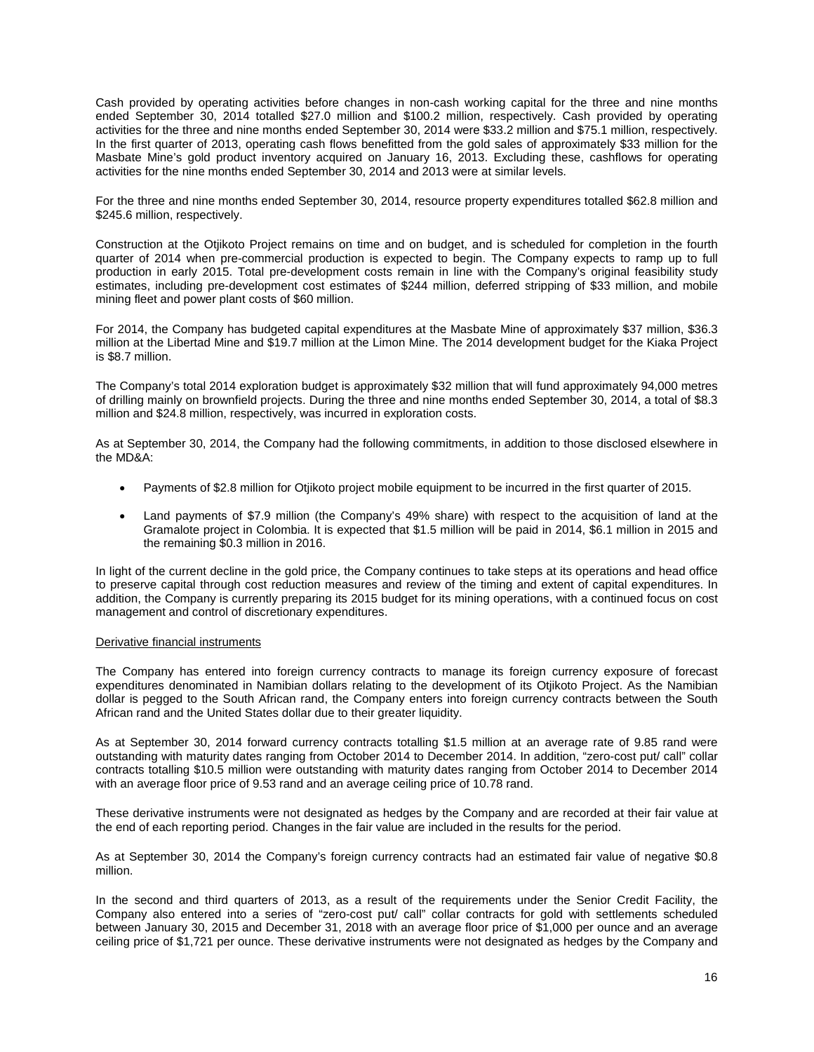Cash provided by operating activities before changes in non-cash working capital for the three and nine months ended September 30, 2014 totalled $27.0 million and $100.2 million, respectively. Cash provided by operating activities for the three and nine months ended September 30, 2014 were $33.2 million and $75.1 million, respectively. In the first quarter of 2013, operating cash flows benefitted from the gold sales of approximately $33 million for the Masbate Mine's gold product inventory acquired on January 16, 2013. Excluding these, cashflows for operating activities for the nine months ended September 30, 2014 and 2013 were at similar levels.

For the three and nine months ended September 30, 2014, resource property expenditures totalled $62.8 million and $245.6 million, respectively.

Construction at the Otjikoto Project remains on time and on budget, and is scheduled for completion in the fourth quarter of 2014 when pre-commercial production is expected to begin. The Company expects to ramp up to full production in early 2015. Total pre-development costs remain in line with the Company's original feasibility study estimates, including pre-development cost estimates of $244 million, deferred stripping of $33 million, and mobile mining fleet and power plant costs of $60 million.

For 2014, the Company has budgeted capital expenditures at the Masbate Mine of approximately $37 million, $36.3 million at the Libertad Mine and $19.7 million at the Limon Mine. The 2014 development budget for the Kiaka Project is $8.7 million.

The Company's total 2014 exploration budget is approximately $32 million that will fund approximately 94,000 metres of drilling mainly on brownfield projects. During the three and nine months ended September 30, 2014, a total of $8.3 million and $24.8 million, respectively, was incurred in exploration costs.

As at September 30, 2014, the Company had the following commitments, in addition to those disclosed elsewhere in the MD&A:

- Payments of $2.8 million for Otjikoto project mobile equipment to be incurred in the first quarter of 2015.
- Land payments of $7.9 million (the Company's 49% share) with respect to the acquisition of land at the Gramalote project in Colombia. It is expected that $1.5 million will be paid in 2014, $6.1 million in 2015 and the remaining $0.3 million in 2016.

In light of the current decline in the gold price, the Company continues to take steps at its operations and head office to preserve capital through cost reduction measures and review of the timing and extent of capital expenditures. In addition, the Company is currently preparing its 2015 budget for its mining operations, with a continued focus on cost management and control of discretionary expenditures.

Derivative financial instruments

The Company has entered into foreign currency contracts to manage its foreign currency exposure of forecast expenditures denominated in Namibian dollars relating to the development of its Otjikoto Project. As the Namibian dollar is pegged to the South African rand, the Company enters into foreign currency contracts between the South African rand and the United States dollar due to their greater liquidity.

As at September 30, 2014 forward currency contracts totalling $1.5 million at an average rate of 9.85 rand were outstanding with maturity dates ranging from October 2014 to December 2014. In addition, "zero-cost put/ call" collar contracts totalling $10.5 million were outstanding with maturity dates ranging from October 2014 to December 2014 with an average floor price of 9.53 rand and an average ceiling price of 10.78 rand.

These derivative instruments were not designated as hedges by the Company and are recorded at their fair value at the end of each reporting period. Changes in the fair value are included in the results for the period.

As at September 30, 2014 the Company's foreign currency contracts had an estimated fair value of negative $0.8 million.

In the second and third quarters of 2013, as a result of the requirements under the Senior Credit Facility, the Company also entered into a series of "zero-cost put/ call" collar contracts for gold with settlements scheduled between January 30, 2015 and December 31, 2018 with an average floor price of $1,000 per ounce and an average ceiling price of $1,721 per ounce. These derivative instruments were not designated as hedges by the Company and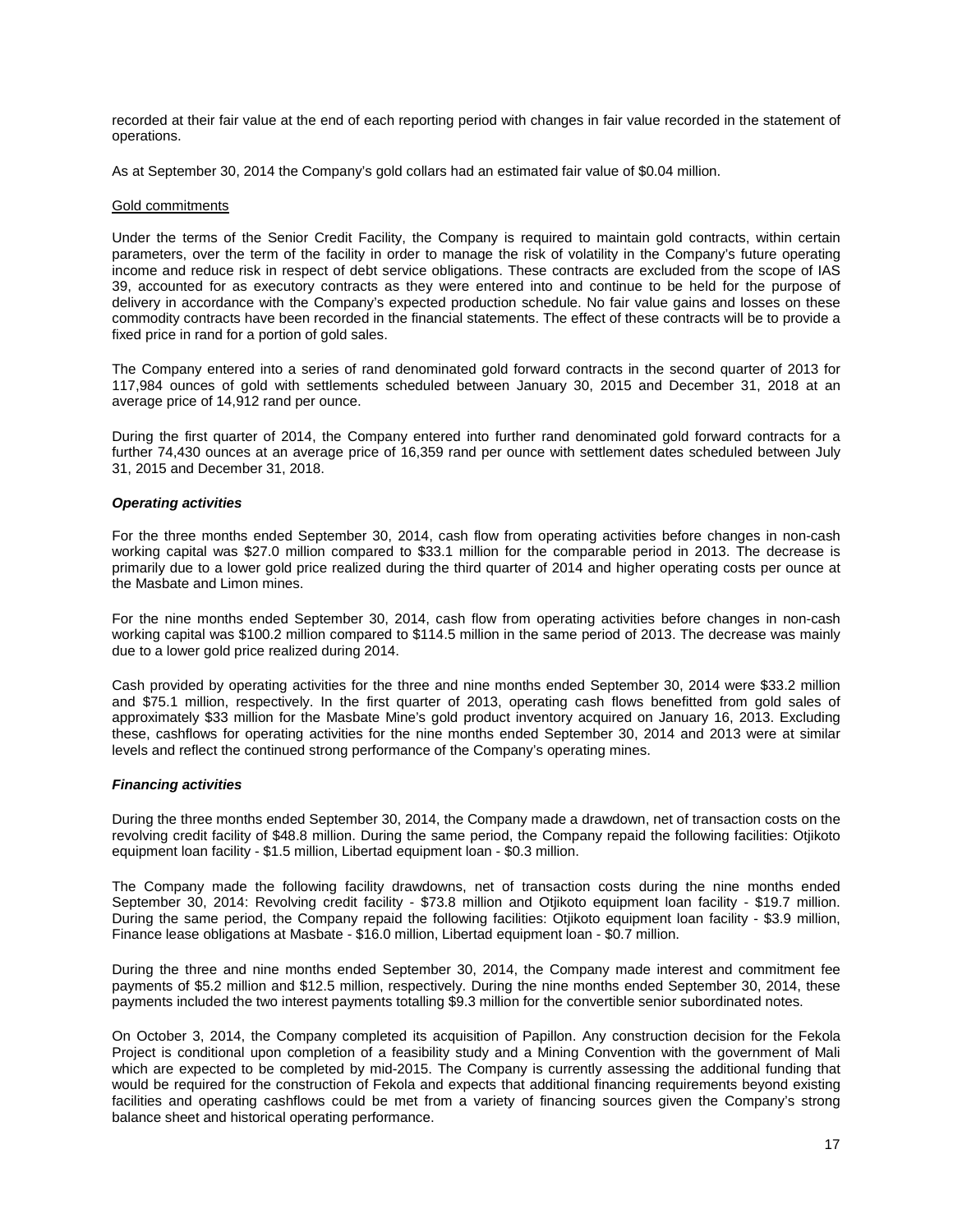recorded at their fair value at the end of each reporting period with changes in fair value recorded in the statement of operations.

As at September 30, 2014 the Company's gold collars had an estimated fair value of $0.04 million.

Gold commitments

Under the terms of the Senior Credit Facility, the Company is required to maintain gold contracts, within certain parameters, over the term of the facility in order to manage the risk of volatility in the Company's future operating income and reduce risk in respect of debt service obligations. These contracts are excluded from the scope of IAS 39, accounted for as executory contracts as they were entered into and continue to be held for the purpose of delivery in accordance with the Company's expected production schedule. No fair value gains and losses on these commodity contracts have been recorded in the financial statements. The effect of these contracts will be to provide a fixed price in rand for a portion of gold sales.

The Company entered into a series of rand denominated gold forward contracts in the second quarter of 2013 for 117,984 ounces of gold with settlements scheduled between January 30, 2015 and December 31, 2018 at an average price of 14,912 rand per ounce.

During the first quarter of 2014, the Company entered into further rand denominated gold forward contracts for a further 74,430 ounces at an average price of 16,359 rand per ounce with settlement dates scheduled between July 31, 2015 and December 31, 2018.

***Operating activities***

For the three months ended September 30, 2014, cash flow from operating activities before changes in non-cash working capital was $27.0 million compared to $33.1 million for the comparable period in 2013. The decrease is primarily due to a lower gold price realized during the third quarter of 2014 and higher operating costs per ounce at the Masbate and Limon mines.

For the nine months ended September 30, 2014, cash flow from operating activities before changes in non-cash working capital was $100.2 million compared to $114.5 million in the same period of 2013. The decrease was mainly due to a lower gold price realized during 2014.

Cash provided by operating activities for the three and nine months ended September 30, 2014 were $33.2 million and $75.1 million, respectively. In the first quarter of 2013, operating cash flows benefitted from gold sales of approximately $33 million for the Masbate Mine's gold product inventory acquired on January 16, 2013. Excluding these, cashflows for operating activities for the nine months ended September 30, 2014 and 2013 were at similar levels and reflect the continued strong performance of the Company's operating mines.

***Financing activities***

During the three months ended September 30, 2014, the Company made a drawdown, net of transaction costs on the revolving credit facility of $48.8 million. During the same period, the Company repaid the following facilities: Otjikoto equipment loan facility - $1.5 million, Libertad equipment loan - $0.3 million.

The Company made the following facility drawdowns, net of transaction costs during the nine months ended September 30, 2014: Revolving credit facility - $73.8 million and Otjikoto equipment loan facility - $19.7 million. During the same period, the Company repaid the following facilities: Otjikoto equipment loan facility - $3.9 million, Finance lease obligations at Masbate - $16.0 million, Libertad equipment loan - $0.7 million.

During the three and nine months ended September 30, 2014, the Company made interest and commitment fee payments of $5.2 million and $12.5 million, respectively. During the nine months ended September 30, 2014, these payments included the two interest payments totalling $9.3 million for the convertible senior subordinated notes.

On October 3, 2014, the Company completed its acquisition of Papillon. Any construction decision for the Fekola Project is conditional upon completion of a feasibility study and a Mining Convention with the government of Mali which are expected to be completed by mid-2015. The Company is currently assessing the additional funding that would be required for the construction of Fekola and expects that additional financing requirements beyond existing facilities and operating cashflows could be met from a variety of financing sources given the Company's strong balance sheet and historical operating performance.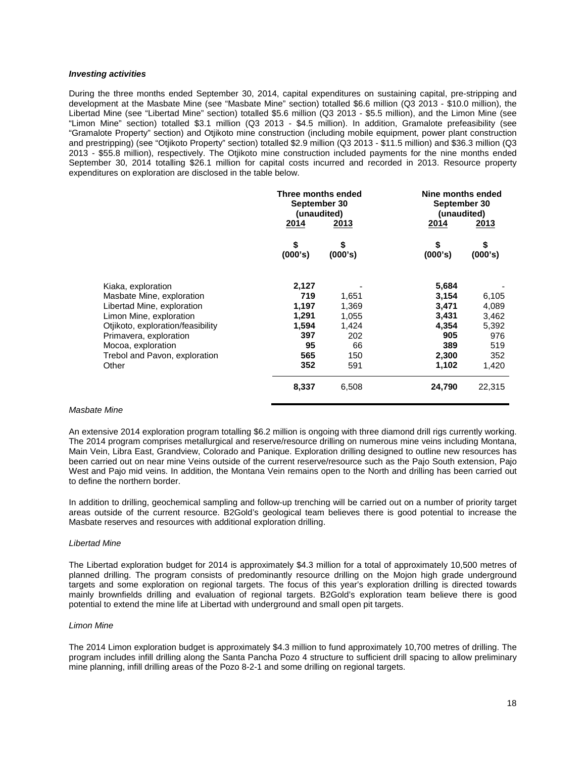***Investing activities***

During the three months ended September 30, 2014, capital expenditures on sustaining capital, pre-stripping and development at the Masbate Mine (see "Masbate Mine" section) totalled $6.6 million (Q3 2013 - $10.0 million), the Libertad Mine (see "Libertad Mine" section) totalled $5.6 million (Q3 2013 - $5.5 million), and the Limon Mine (see "Limon Mine" section) totalled $3.1 million (Q3 2013 - $4.5 million). In addition, Gramalote prefeasibility (see "Gramalote Property" section) and Otjikoto mine construction (including mobile equipment, power plant construction and prestripping) (see "Otjikoto Property" section) totalled $2.9 million (Q3 2013 - $11.5 million) and $36.3 million (Q3 2013 - $55.8 million), respectively. The Otjikoto mine construction included payments for the nine months ended September 30, 2014 totalling $26.1 million for capital costs incurred and recorded in 2013. Resource property expenditures on exploration are disclosed in the table below.

| | Three months ended September 30 (unaudited) | | Nine months ended September 30 (unaudited) | |
|---|---|---|---|---|
| | **2014** | **2013** | **2014** | **2013** |
| | **\$ (000's)** | **\$ (000's)** | **\$ (000's)** | **\$ (000's)** |
| Kiaka, exploration | **2,127** | - | **5,684** | - |
| Masbate Mine, exploration | **719** | 1,651 | **3,154** | 6,105 |
| Libertad Mine, exploration | **1,197** | 1,369 | **3,471** | 4,089 |
| Limon Mine, exploration | **1,291** | 1,055 | **3,431** | 3,462 |
| Otjikoto, exploration/feasibility | **1,594** | 1,424 | **4,354** | 5,392 |
| Primavera, exploration | **397** | 202 | **905** | 976 |
| Mocoa, exploration | **95** | 66 | **389** | 519 |
| Trebol and Pavon, exploration | **565** | 150 | **2,300** | 352 |
| Other | **352** | 591 | **1,102** | 1,420 |
| | **8,337** | 6,508 | **24,790** | 22,315 |

*Masbate Mine*

An extensive 2014 exploration program totalling $6.2 million is ongoing with three diamond drill rigs currently working. The 2014 program comprises metallurgical and reserve/resource drilling on numerous mine veins including Montana, Main Vein, Libra East, Grandview, Colorado and Panique. Exploration drilling designed to outline new resources has been carried out on near mine Veins outside of the current reserve/resource such as the Pajo South extension, Pajo West and Pajo mid veins. In addition, the Montana Vein remains open to the North and drilling has been carried out to define the northern border.

In addition to drilling, geochemical sampling and follow-up trenching will be carried out on a number of priority target areas outside of the current resource. B2Gold's geological team believes there is good potential to increase the Masbate reserves and resources with additional exploration drilling.

*Libertad Mine*

The Libertad exploration budget for 2014 is approximately $4.3 million for a total of approximately 10,500 metres of planned drilling. The program consists of predominantly resource drilling on the Mojon high grade underground targets and some exploration on regional targets. The focus of this year's exploration drilling is directed towards mainly brownfields drilling and evaluation of regional targets. B2Gold's exploration team believe there is good potential to extend the mine life at Libertad with underground and small open pit targets.

*Limon Mine*

The 2014 Limon exploration budget is approximately $4.3 million to fund approximately 10,700 metres of drilling. The program includes infill drilling along the Santa Pancha Pozo 4 structure to sufficient drill spacing to allow preliminary mine planning, infill drilling areas of the Pozo 8-2-1 and some drilling on regional targets.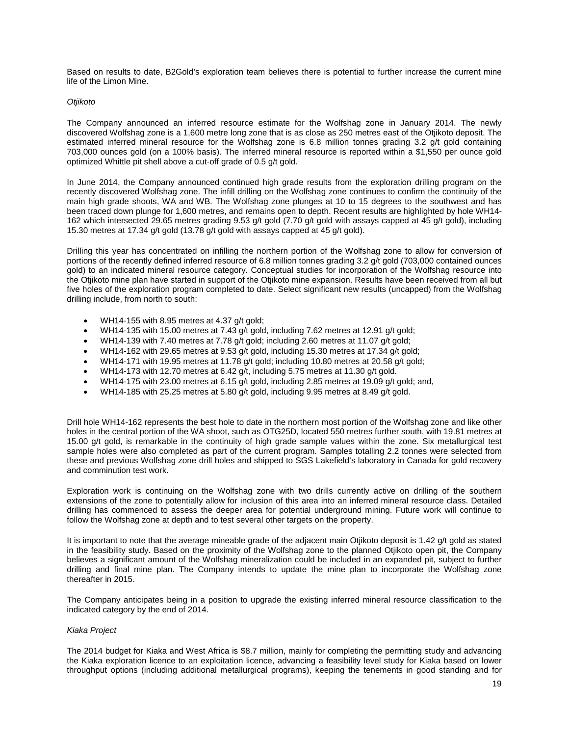Based on results to date, B2Gold's exploration team believes there is potential to further increase the current mine life of the Limon Mine.

*Otjikoto*

The Company announced an inferred resource estimate for the Wolfshag zone in January 2014. The newly discovered Wolfshag zone is a 1,600 metre long zone that is as close as 250 metres east of the Otjikoto deposit. The estimated inferred mineral resource for the Wolfshag zone is 6.8 million tonnes grading 3.2 g/t gold containing 703,000 ounces gold (on a 100% basis). The inferred mineral resource is reported within a $1,550 per ounce gold optimized Whittle pit shell above a cut-off grade of 0.5 g/t gold.

In June 2014, the Company announced continued high grade results from the exploration drilling program on the recently discovered Wolfshag zone. The infill drilling on the Wolfshag zone continues to confirm the continuity of the main high grade shoots, WA and WB. The Wolfshag zone plunges at 10 to 15 degrees to the southwest and has been traced down plunge for 1,600 metres, and remains open to depth. Recent results are highlighted by hole WH14-162 which intersected 29.65 metres grading 9.53 g/t gold (7.70 g/t gold with assays capped at 45 g/t gold), including 15.30 metres at 17.34 g/t gold (13.78 g/t gold with assays capped at 45 g/t gold).

Drilling this year has concentrated on infilling the northern portion of the Wolfshag zone to allow for conversion of portions of the recently defined inferred resource of 6.8 million tonnes grading 3.2 g/t gold (703,000 contained ounces gold) to an indicated mineral resource category. Conceptual studies for incorporation of the Wolfshag resource into the Otjikoto mine plan have started in support of the Otjikoto mine expansion. Results have been received from all but five holes of the exploration program completed to date. Select significant new results (uncapped) from the Wolfshag drilling include, from north to south:

- WH14-155 with 8.95 metres at 4.37 g/t gold;
- WH14-135 with 15.00 metres at 7.43 g/t gold, including 7.62 metres at 12.91 g/t gold;
- WH14-139 with 7.40 metres at 7.78 g/t gold; including 2.60 metres at 11.07 g/t gold;
- WH14-162 with 29.65 metres at 9.53 g/t gold, including 15.30 metres at 17.34 g/t gold;
- WH14-171 with 19.95 metres at 11.78 g/t gold; including 10.80 metres at 20.58 g/t gold;
- WH14-173 with 12.70 metres at 6.42 g/t, including 5.75 metres at 11.30 g/t gold.
- WH14-175 with 23.00 metres at 6.15 g/t gold, including 2.85 metres at 19.09 g/t gold; and,
- WH14-185 with 25.25 metres at 5.80 g/t gold, including 9.95 metres at 8.49 g/t gold.

Drill hole WH14-162 represents the best hole to date in the northern most portion of the Wolfshag zone and like other holes in the central portion of the WA shoot, such as OTG25D, located 550 metres further south, with 19.81 metres at 15.00 g/t gold, is remarkable in the continuity of high grade sample values within the zone. Six metallurgical test sample holes were also completed as part of the current program. Samples totalling 2.2 tonnes were selected from these and previous Wolfshag zone drill holes and shipped to SGS Lakefield's laboratory in Canada for gold recovery and comminution test work.

Exploration work is continuing on the Wolfshag zone with two drills currently active on drilling of the southern extensions of the zone to potentially allow for inclusion of this area into an inferred mineral resource class. Detailed drilling has commenced to assess the deeper area for potential underground mining. Future work will continue to follow the Wolfshag zone at depth and to test several other targets on the property.

It is important to note that the average mineable grade of the adjacent main Otjikoto deposit is 1.42 g/t gold as stated in the feasibility study. Based on the proximity of the Wolfshag zone to the planned Otjikoto open pit, the Company believes a significant amount of the Wolfshag mineralization could be included in an expanded pit, subject to further drilling and final mine plan. The Company intends to update the mine plan to incorporate the Wolfshag zone thereafter in 2015.

The Company anticipates being in a position to upgrade the existing inferred mineral resource classification to the indicated category by the end of 2014.

*Kiaka Project*

The 2014 budget for Kiaka and West Africa is $8.7 million, mainly for completing the permitting study and advancing the Kiaka exploration licence to an exploitation licence, advancing a feasibility level study for Kiaka based on lower throughput options (including additional metallurgical programs), keeping the tenements in good standing and for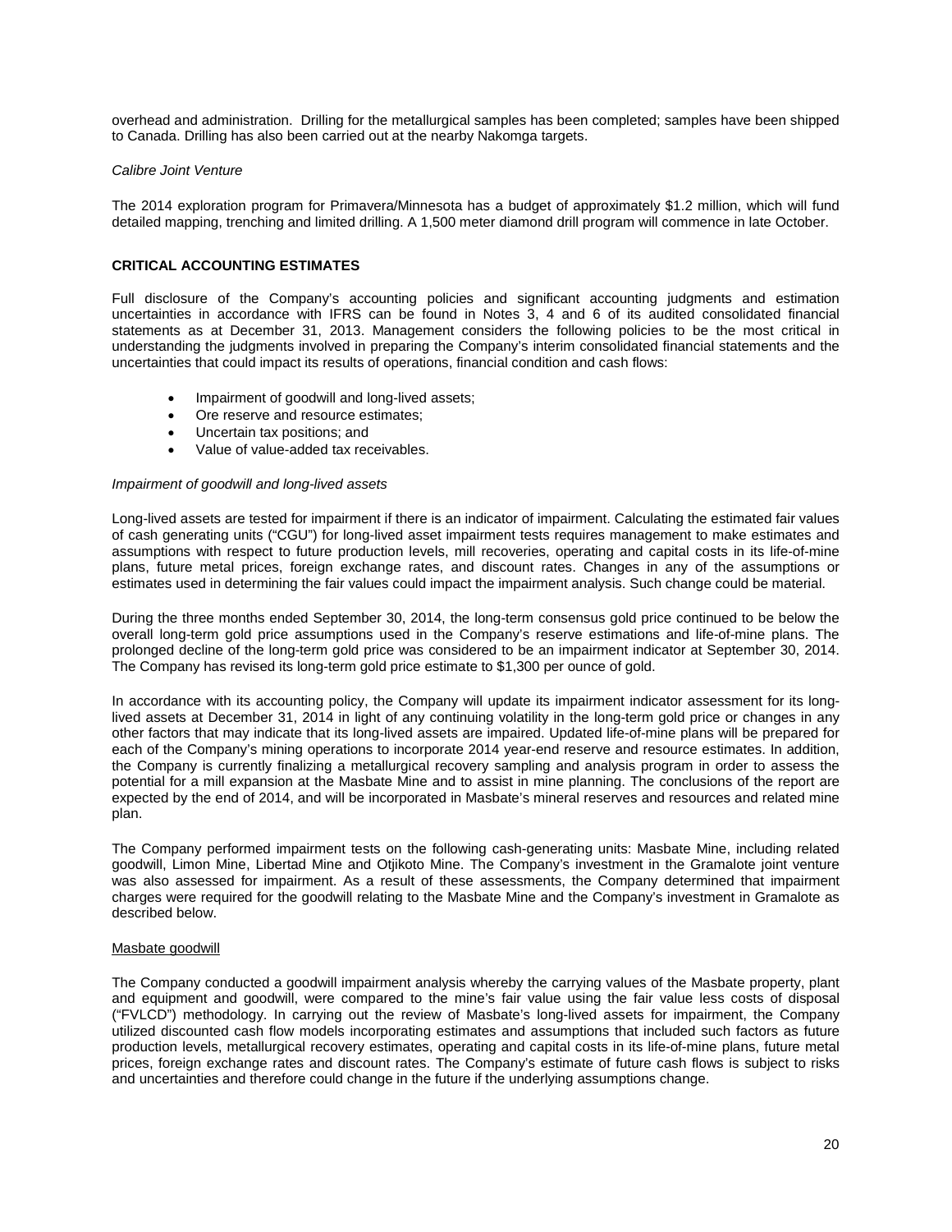overhead and administration. Drilling for the metallurgical samples has been completed; samples have been shipped to Canada. Drilling has also been carried out at the nearby Nakomga targets.

*Calibre Joint Venture*

The 2014 exploration program for Primavera/Minnesota has a budget of approximately $1.2 million, which will fund detailed mapping, trenching and limited drilling. A 1,500 meter diamond drill program will commence in late October.

## CRITICAL ACCOUNTING ESTIMATES

Full disclosure of the Company's accounting policies and significant accounting judgments and estimation uncertainties in accordance with IFRS can be found in Notes 3, 4 and 6 of its audited consolidated financial statements as at December 31, 2013. Management considers the following policies to be the most critical in understanding the judgments involved in preparing the Company's interim consolidated financial statements and the uncertainties that could impact its results of operations, financial condition and cash flows:

- Impairment of goodwill and long-lived assets;
- Ore reserve and resource estimates;
- Uncertain tax positions; and
- Value of value-added tax receivables.

*Impairment of goodwill and long-lived assets*

Long-lived assets are tested for impairment if there is an indicator of impairment. Calculating the estimated fair values of cash generating units ("CGU") for long-lived asset impairment tests requires management to make estimates and assumptions with respect to future production levels, mill recoveries, operating and capital costs in its life-of-mine plans, future metal prices, foreign exchange rates, and discount rates. Changes in any of the assumptions or estimates used in determining the fair values could impact the impairment analysis. Such change could be material.

During the three months ended September 30, 2014, the long-term consensus gold price continued to be below the overall long-term gold price assumptions used in the Company's reserve estimations and life-of-mine plans. The prolonged decline of the long-term gold price was considered to be an impairment indicator at September 30, 2014. The Company has revised its long-term gold price estimate to $1,300 per ounce of gold.

In accordance with its accounting policy, the Company will update its impairment indicator assessment for its long-lived assets at December 31, 2014 in light of any continuing volatility in the long-term gold price or changes in any other factors that may indicate that its long-lived assets are impaired. Updated life-of-mine plans will be prepared for each of the Company's mining operations to incorporate 2014 year-end reserve and resource estimates. In addition, the Company is currently finalizing a metallurgical recovery sampling and analysis program in order to assess the potential for a mill expansion at the Masbate Mine and to assist in mine planning. The conclusions of the report are expected by the end of 2014, and will be incorporated in Masbate's mineral reserves and resources and related mine plan.

The Company performed impairment tests on the following cash-generating units: Masbate Mine, including related goodwill, Limon Mine, Libertad Mine and Otjikoto Mine. The Company's investment in the Gramalote joint venture was also assessed for impairment. As a result of these assessments, the Company determined that impairment charges were required for the goodwill relating to the Masbate Mine and the Company's investment in Gramalote as described below.

<u>Masbate goodwill</u>

The Company conducted a goodwill impairment analysis whereby the carrying values of the Masbate property, plant and equipment and goodwill, were compared to the mine's fair value using the fair value less costs of disposal ("FVLCD") methodology. In carrying out the review of Masbate's long-lived assets for impairment, the Company utilized discounted cash flow models incorporating estimates and assumptions that included such factors as future production levels, metallurgical recovery estimates, operating and capital costs in its life-of-mine plans, future metal prices, foreign exchange rates and discount rates. The Company's estimate of future cash flows is subject to risks and uncertainties and therefore could change in the future if the underlying assumptions change.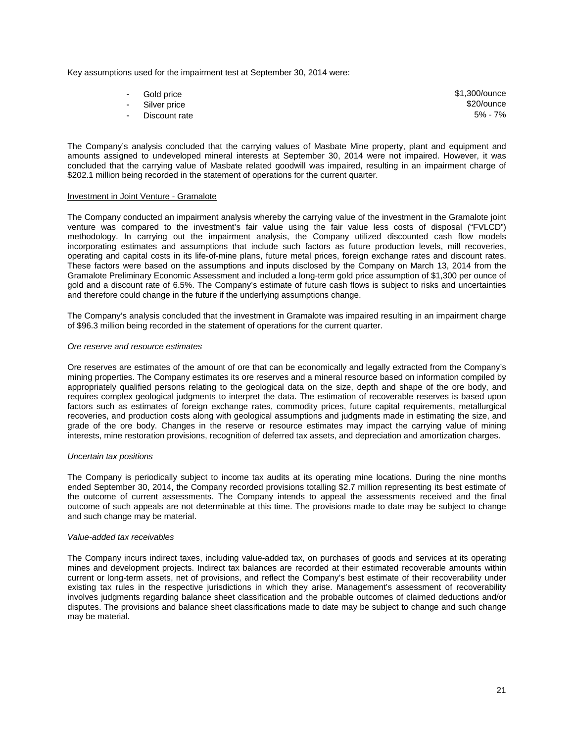Key assumptions used for the impairment test at September 30, 2014 were:

| | |
|---|---|
| - Gold price | \$1,300/ounce |
| - Silver price | \$20/ounce |
| - Discount rate | 5% - 7% |

The Company's analysis concluded that the carrying values of Masbate Mine property, plant and equipment and amounts assigned to undeveloped mineral interests at September 30, 2014 were not impaired. However, it was concluded that the carrying value of Masbate related goodwill was impaired, resulting in an impairment charge of \$202.1 million being recorded in the statement of operations for the current quarter.

<u>Investment in Joint Venture - Gramalote</u>

The Company conducted an impairment analysis whereby the carrying value of the investment in the Gramalote joint venture was compared to the investment's fair value using the fair value less costs of disposal ("FVLCD") methodology. In carrying out the impairment analysis, the Company utilized discounted cash flow models incorporating estimates and assumptions that include such factors as future production levels, mill recoveries, operating and capital costs in its life-of-mine plans, future metal prices, foreign exchange rates and discount rates. These factors were based on the assumptions and inputs disclosed by the Company on March 13, 2014 from the Gramalote Preliminary Economic Assessment and included a long-term gold price assumption of \$1,300 per ounce of gold and a discount rate of 6.5%. The Company's estimate of future cash flows is subject to risks and uncertainties and therefore could change in the future if the underlying assumptions change.

The Company's analysis concluded that the investment in Gramalote was impaired resulting in an impairment charge of \$96.3 million being recorded in the statement of operations for the current quarter.

*Ore reserve and resource estimates*

Ore reserves are estimates of the amount of ore that can be economically and legally extracted from the Company's mining properties. The Company estimates its ore reserves and a mineral resource based on information compiled by appropriately qualified persons relating to the geological data on the size, depth and shape of the ore body, and requires complex geological judgments to interpret the data. The estimation of recoverable reserves is based upon factors such as estimates of foreign exchange rates, commodity prices, future capital requirements, metallurgical recoveries, and production costs along with geological assumptions and judgments made in estimating the size, and grade of the ore body. Changes in the reserve or resource estimates may impact the carrying value of mining interests, mine restoration provisions, recognition of deferred tax assets, and depreciation and amortization charges.

*Uncertain tax positions*

The Company is periodically subject to income tax audits at its operating mine locations. During the nine months ended September 30, 2014, the Company recorded provisions totalling \$2.7 million representing its best estimate of the outcome of current assessments. The Company intends to appeal the assessments received and the final outcome of such appeals are not determinable at this time. The provisions made to date may be subject to change and such change may be material.

*Value-added tax receivables*

The Company incurs indirect taxes, including value-added tax, on purchases of goods and services at its operating mines and development projects. Indirect tax balances are recorded at their estimated recoverable amounts within current or long-term assets, net of provisions, and reflect the Company's best estimate of their recoverability under existing tax rules in the respective jurisdictions in which they arise. Management's assessment of recoverability involves judgments regarding balance sheet classification and the probable outcomes of claimed deductions and/or disputes. The provisions and balance sheet classifications made to date may be subject to change and such change may be material.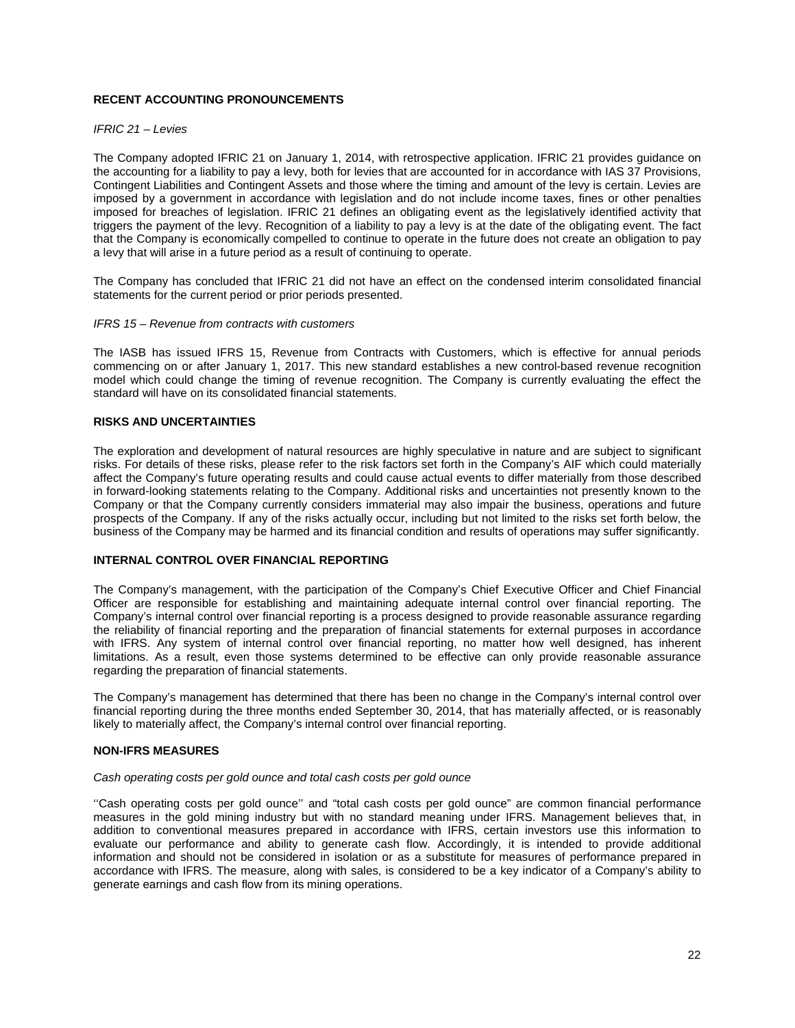## RECENT ACCOUNTING PRONOUNCEMENTS

*IFRIC 21 – Levies*

The Company adopted IFRIC 21 on January 1, 2014, with retrospective application. IFRIC 21 provides guidance on the accounting for a liability to pay a levy, both for levies that are accounted for in accordance with IAS 37 Provisions, Contingent Liabilities and Contingent Assets and those where the timing and amount of the levy is certain. Levies are imposed by a government in accordance with legislation and do not include income taxes, fines or other penalties imposed for breaches of legislation. IFRIC 21 defines an obligating event as the legislatively identified activity that triggers the payment of the levy. Recognition of a liability to pay a levy is at the date of the obligating event. The fact that the Company is economically compelled to continue to operate in the future does not create an obligation to pay a levy that will arise in a future period as a result of continuing to operate.

The Company has concluded that IFRIC 21 did not have an effect on the condensed interim consolidated financial statements for the current period or prior periods presented.

*IFRS 15 – Revenue from contracts with customers*

The IASB has issued IFRS 15, Revenue from Contracts with Customers, which is effective for annual periods commencing on or after January 1, 2017. This new standard establishes a new control-based revenue recognition model which could change the timing of revenue recognition. The Company is currently evaluating the effect the standard will have on its consolidated financial statements.

## RISKS AND UNCERTAINTIES

The exploration and development of natural resources are highly speculative in nature and are subject to significant risks. For details of these risks, please refer to the risk factors set forth in the Company's AIF which could materially affect the Company's future operating results and could cause actual events to differ materially from those described in forward-looking statements relating to the Company. Additional risks and uncertainties not presently known to the Company or that the Company currently considers immaterial may also impair the business, operations and future prospects of the Company. If any of the risks actually occur, including but not limited to the risks set forth below, the business of the Company may be harmed and its financial condition and results of operations may suffer significantly.

## INTERNAL CONTROL OVER FINANCIAL REPORTING

The Company's management, with the participation of the Company's Chief Executive Officer and Chief Financial Officer are responsible for establishing and maintaining adequate internal control over financial reporting. The Company's internal control over financial reporting is a process designed to provide reasonable assurance regarding the reliability of financial reporting and the preparation of financial statements for external purposes in accordance with IFRS. Any system of internal control over financial reporting, no matter how well designed, has inherent limitations. As a result, even those systems determined to be effective can only provide reasonable assurance regarding the preparation of financial statements.

The Company's management has determined that there has been no change in the Company's internal control over financial reporting during the three months ended September 30, 2014, that has materially affected, or is reasonably likely to materially affect, the Company's internal control over financial reporting.

## NON-IFRS MEASURES

*Cash operating costs per gold ounce and total cash costs per gold ounce*

''Cash operating costs per gold ounce'' and "total cash costs per gold ounce" are common financial performance measures in the gold mining industry but with no standard meaning under IFRS. Management believes that, in addition to conventional measures prepared in accordance with IFRS, certain investors use this information to evaluate our performance and ability to generate cash flow. Accordingly, it is intended to provide additional information and should not be considered in isolation or as a substitute for measures of performance prepared in accordance with IFRS. The measure, along with sales, is considered to be a key indicator of a Company's ability to generate earnings and cash flow from its mining operations.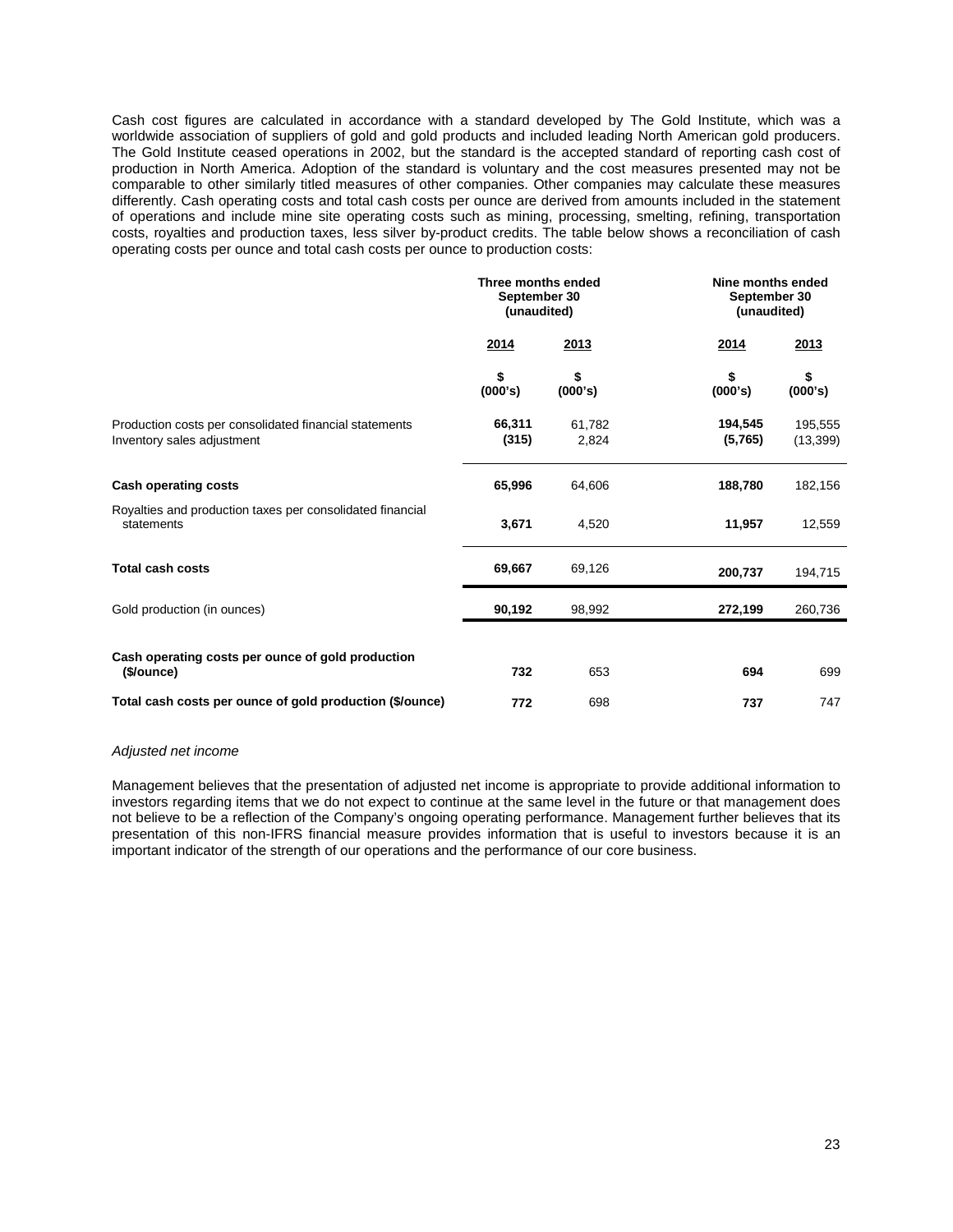Cash cost figures are calculated in accordance with a standard developed by The Gold Institute, which was a worldwide association of suppliers of gold and gold products and included leading North American gold producers. The Gold Institute ceased operations in 2002, but the standard is the accepted standard of reporting cash cost of production in North America. Adoption of the standard is voluntary and the cost measures presented may not be comparable to other similarly titled measures of other companies. Other companies may calculate these measures differently. Cash operating costs and total cash costs per ounce are derived from amounts included in the statement of operations and include mine site operating costs such as mining, processing, smelting, refining, transportation costs, royalties and production taxes, less silver by-product credits. The table below shows a reconciliation of cash operating costs per ounce and total cash costs per ounce to production costs:

| | Three months ended September 30 (unaudited) | | Nine months ended September 30 (unaudited) | |
|---|---|---|---|---|
| | **2014** | **2013** | **2014** | **2013** |
| | **$ (000's)** | **$ (000's)** | **$ (000's)** | **$ (000's)** |
| Production costs per consolidated financial statements | **66,311** | 61,782 | **194,545** | 195,555 |
| Inventory sales adjustment | **(315)** | 2,824 | **(5,765)** | (13,399) |
| **Cash operating costs** | **65,996** | 64,606 | **188,780** | 182,156 |
| Royalties and production taxes per consolidated financial statements | **3,671** | 4,520 | **11,957** | 12,559 |
| **Total cash costs** | **69,667** | 69,126 | **200,737** | 194,715 |
| Gold production (in ounces) | **90,192** | 98,992 | **272,199** | 260,736 |
| **Cash operating costs per ounce of gold production ($/ounce)** | **732** | 653 | **694** | 699 |
| **Total cash costs per ounce of gold production ($/ounce)** | **772** | 698 | **737** | 747 |

*Adjusted net income*

Management believes that the presentation of adjusted net income is appropriate to provide additional information to investors regarding items that we do not expect to continue at the same level in the future or that management does not believe to be a reflection of the Company's ongoing operating performance. Management further believes that its presentation of this non-IFRS financial measure provides information that is useful to investors because it is an important indicator of the strength of our operations and the performance of our core business.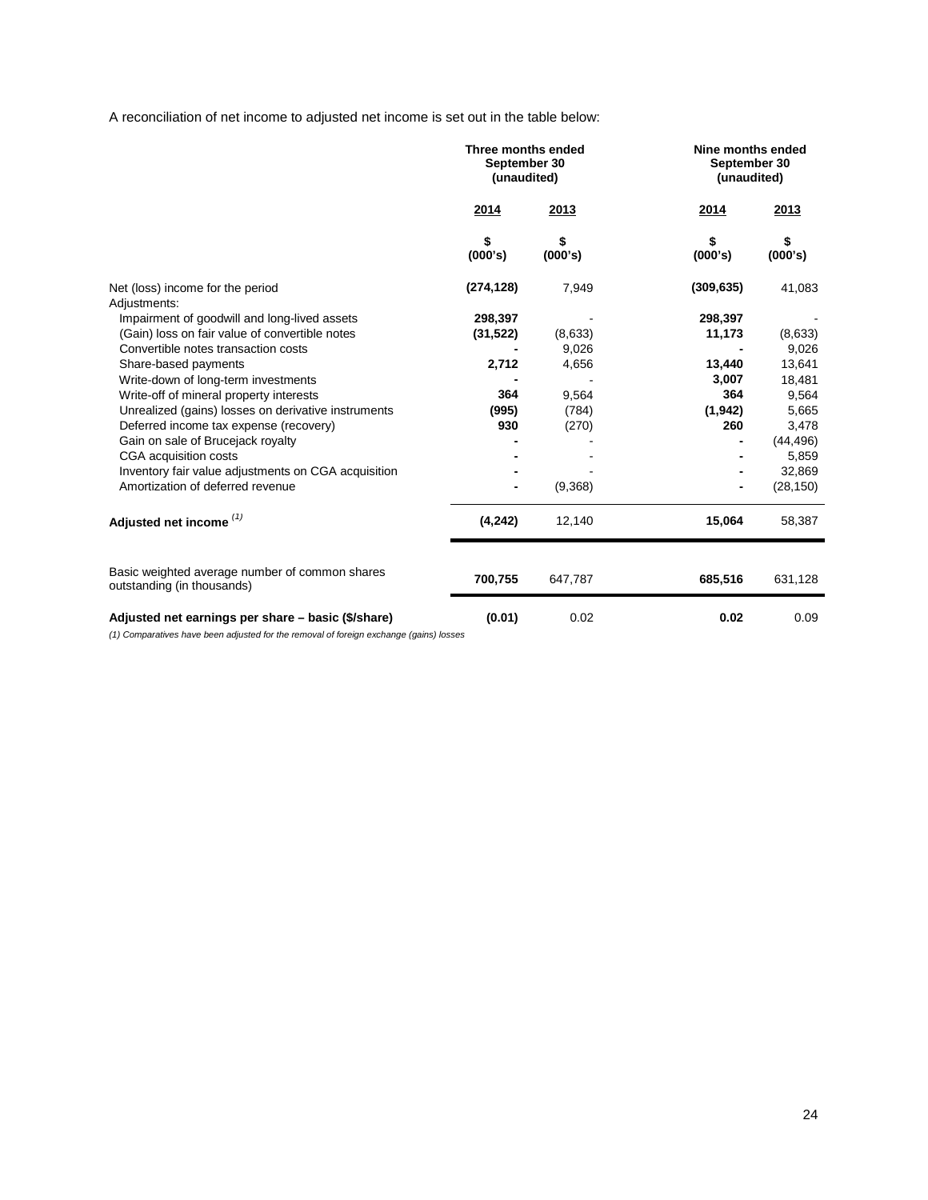A reconciliation of net income to adjusted net income is set out in the table below:

| | Three months ended September 30 (unaudited) | | Nine months ended September 30 (unaudited) | |
|---|---|---|---|---|
| | 2014 | 2013 | 2014 | 2013 |
| | $ (000's) | $ (000's) | $ (000's) | $ (000's) |
| Net (loss) income for the period | **(274,128)** | 7,949 | **(309,635)** | 41,083 |
| Adjustments: | | | | |
| Impairment of goodwill and long-lived assets | **298,397** | - | **298,397** | - |
| (Gain) loss on fair value of convertible notes | **(31,522)** | (8,633) | **11,173** | (8,633) |
| Convertible notes transaction costs | **-** | 9,026 | **-** | 9,026 |
| Share-based payments | **2,712** | 4,656 | **13,440** | 13,641 |
| Write-down of long-term investments | **-** | - | **3,007** | 18,481 |
| Write-off of mineral property interests | **364** | 9,564 | **364** | 9,564 |
| Unrealized (gains) losses on derivative instruments | **(995)** | (784) | **(1,942)** | 5,665 |
| Deferred income tax expense (recovery) | **930** | (270) | **260** | 3,478 |
| Gain on sale of Brucejack royalty | **-** | - | **-** | (44,496) |
| CGA acquisition costs | **-** | - | **-** | 5,859 |
| Inventory fair value adjustments on CGA acquisition | **-** | - | **-** | 32,869 |
| Amortization of deferred revenue | **-** | (9,368) | **-** | (28,150) |
| **Adjusted net income** [(1)] | **(4,242)** | 12,140 | **15,064** | 58,387 |
| Basic weighted average number of common shares outstanding (in thousands) | **700,755** | 647,787 | **685,516** | 631,128 |
| **Adjusted net earnings per share – basic ($/share)** | **(0.01)** | 0.02 | **0.02** | 0.09 |

*(1) Comparatives have been adjusted for the removal of foreign exchange (gains) losses*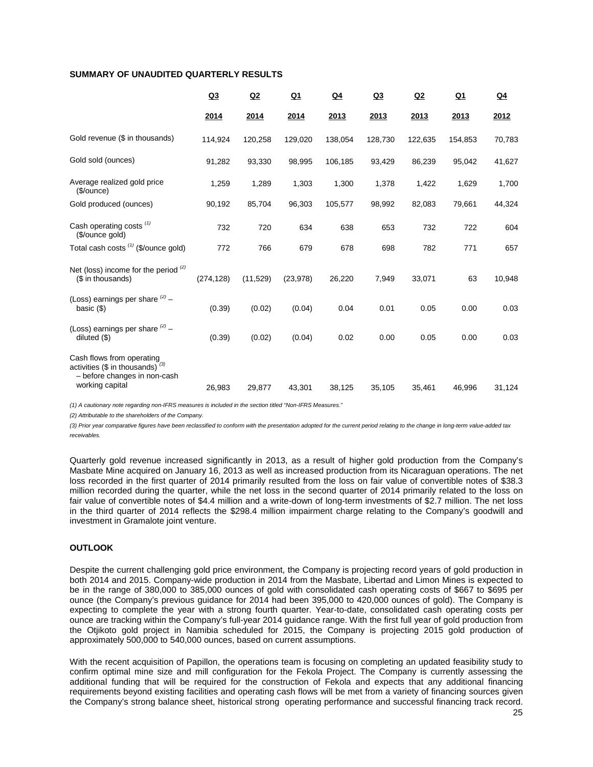## SUMMARY OF UNAUDITED QUARTERLY RESULTS

| | Q3 2014 | Q2 2014 | Q1 2014 | Q4 2013 | Q3 2013 | Q2 2013 | Q1 2013 | Q4 2012 |
|---|---|---|---|---|---|---|---|---|
| Gold revenue ($ in thousands) | 114,924 | 120,258 | 129,020 | 138,054 | 128,730 | 122,635 | 154,853 | 70,783 |
| Gold sold (ounces) | 91,282 | 93,330 | 98,995 | 106,185 | 93,429 | 86,239 | 95,042 | 41,627 |
| Average realized gold price ($/ounce) | 1,259 | 1,289 | 1,303 | 1,300 | 1,378 | 1,422 | 1,629 | 1,700 |
| Gold produced (ounces) | 90,192 | 85,704 | 96,303 | 105,577 | 98,992 | 82,083 | 79,661 | 44,324 |
| Cash operating costs [(1)] ($/ounce gold) | 732 | 720 | 634 | 638 | 653 | 732 | 722 | 604 |
| Total cash costs [(1)] ($/ounce gold) | 772 | 766 | 679 | 678 | 698 | 782 | 771 | 657 |
| Net (loss) income for the period [(2)] ($ in thousands) | (274,128) | (11,529) | (23,978) | 26,220 | 7,949 | 33,071 | 63 | 10,948 |
| (Loss) earnings per share [(2)] – basic ($) | (0.39) | (0.02) | (0.04) | 0.04 | 0.01 | 0.05 | 0.00 | 0.03 |
| (Loss) earnings per share [(2)] – diluted ($) | (0.39) | (0.02) | (0.04) | 0.02 | 0.00 | 0.05 | 0.00 | 0.03 |
| Cash flows from operating activities ($ in thousands) [(3)] – before changes in non-cash working capital | 26,983 | 29,877 | 43,301 | 38,125 | 35,105 | 35,461 | 46,996 | 31,124 |

*(1) A cautionary note regarding non-IFRS measures is included in the section titled "Non-IFRS Measures."*

*(2) Attributable to the shareholders of the Company.*

*(3) Prior year comparative figures have been reclassified to conform with the presentation adopted for the current period relating to the change in long-term value-added tax receivables.*

Quarterly gold revenue increased significantly in 2013, as a result of higher gold production from the Company's Masbate Mine acquired on January 16, 2013 as well as increased production from its Nicaraguan operations. The net loss recorded in the first quarter of 2014 primarily resulted from the loss on fair value of convertible notes of $38.3 million recorded during the quarter, while the net loss in the second quarter of 2014 primarily related to the loss on fair value of convertible notes of $4.4 million and a write-down of long-term investments of $2.7 million. The net loss in the third quarter of 2014 reflects the $298.4 million impairment charge relating to the Company's goodwill and investment in Gramalote joint venture.

## OUTLOOK

Despite the current challenging gold price environment, the Company is projecting record years of gold production in both 2014 and 2015. Company-wide production in 2014 from the Masbate, Libertad and Limon Mines is expected to be in the range of 380,000 to 385,000 ounces of gold with consolidated cash operating costs of $667 to $695 per ounce (the Company's previous guidance for 2014 had been 395,000 to 420,000 ounces of gold). The Company is expecting to complete the year with a strong fourth quarter. Year-to-date, consolidated cash operating costs per ounce are tracking within the Company's full-year 2014 guidance range. With the first full year of gold production from the Otjikoto gold project in Namibia scheduled for 2015, the Company is projecting 2015 gold production of approximately 500,000 to 540,000 ounces, based on current assumptions.

With the recent acquisition of Papillon, the operations team is focusing on completing an updated feasibility study to confirm optimal mine size and mill configuration for the Fekola Project. The Company is currently assessing the additional funding that will be required for the construction of Fekola and expects that any additional financing requirements beyond existing facilities and operating cash flows will be met from a variety of financing sources given the Company's strong balance sheet, historical strong operating performance and successful financing track record.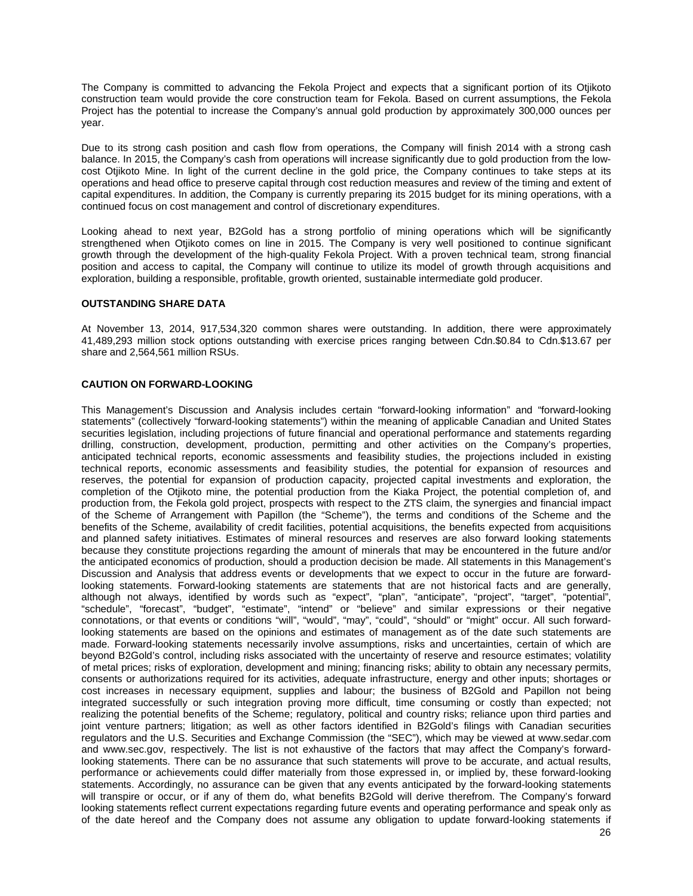The Company is committed to advancing the Fekola Project and expects that a significant portion of its Otjikoto construction team would provide the core construction team for Fekola. Based on current assumptions, the Fekola Project has the potential to increase the Company's annual gold production by approximately 300,000 ounces per year.

Due to its strong cash position and cash flow from operations, the Company will finish 2014 with a strong cash balance. In 2015, the Company's cash from operations will increase significantly due to gold production from the low-cost Otjikoto Mine. In light of the current decline in the gold price, the Company continues to take steps at its operations and head office to preserve capital through cost reduction measures and review of the timing and extent of capital expenditures. In addition, the Company is currently preparing its 2015 budget for its mining operations, with a continued focus on cost management and control of discretionary expenditures.

Looking ahead to next year, B2Gold has a strong portfolio of mining operations which will be significantly strengthened when Otjikoto comes on line in 2015. The Company is very well positioned to continue significant growth through the development of the high-quality Fekola Project. With a proven technical team, strong financial position and access to capital, the Company will continue to utilize its model of growth through acquisitions and exploration, building a responsible, profitable, growth oriented, sustainable intermediate gold producer.

## OUTSTANDING SHARE DATA

At November 13, 2014, 917,534,320 common shares were outstanding. In addition, there were approximately 41,489,293 million stock options outstanding with exercise prices ranging between Cdn.$0.84 to Cdn.$13.67 per share and 2,564,561 million RSUs.

## CAUTION ON FORWARD-LOOKING

This Management's Discussion and Analysis includes certain "forward-looking information" and "forward-looking statements" (collectively "forward-looking statements") within the meaning of applicable Canadian and United States securities legislation, including projections of future financial and operational performance and statements regarding drilling, construction, development, production, permitting and other activities on the Company's properties, anticipated technical reports, economic assessments and feasibility studies, the projections included in existing technical reports, economic assessments and feasibility studies, the potential for expansion of resources and reserves, the potential for expansion of production capacity, projected capital investments and exploration, the completion of the Otjikoto mine, the potential production from the Kiaka Project, the potential completion of, and production from, the Fekola gold project, prospects with respect to the ZTS claim, the synergies and financial impact of the Scheme of Arrangement with Papillon (the "Scheme"), the terms and conditions of the Scheme and the benefits of the Scheme, availability of credit facilities, potential acquisitions, the benefits expected from acquisitions and planned safety initiatives. Estimates of mineral resources and reserves are also forward looking statements because they constitute projections regarding the amount of minerals that may be encountered in the future and/or the anticipated economics of production, should a production decision be made. All statements in this Management's Discussion and Analysis that address events or developments that we expect to occur in the future are forward-looking statements. Forward-looking statements are statements that are not historical facts and are generally, although not always, identified by words such as "expect", "plan", "anticipate", "project", "target", "potential", "schedule", "forecast", "budget", "estimate", "intend" or "believe" and similar expressions or their negative connotations, or that events or conditions "will", "would", "may", "could", "should" or "might" occur. All such forward-looking statements are based on the opinions and estimates of management as of the date such statements are made. Forward-looking statements necessarily involve assumptions, risks and uncertainties, certain of which are beyond B2Gold's control, including risks associated with the uncertainty of reserve and resource estimates; volatility of metal prices; risks of exploration, development and mining; financing risks; ability to obtain any necessary permits, consents or authorizations required for its activities, adequate infrastructure, energy and other inputs; shortages or cost increases in necessary equipment, supplies and labour; the business of B2Gold and Papillon not being integrated successfully or such integration proving more difficult, time consuming or costly than expected; not realizing the potential benefits of the Scheme; regulatory, political and country risks; reliance upon third parties and joint venture partners; litigation; as well as other factors identified in B2Gold's filings with Canadian securities regulators and the U.S. Securities and Exchange Commission (the "SEC"), which may be viewed at www.sedar.com and www.sec.gov, respectively. The list is not exhaustive of the factors that may affect the Company's forward-looking statements. There can be no assurance that such statements will prove to be accurate, and actual results, performance or achievements could differ materially from those expressed in, or implied by, these forward-looking statements. Accordingly, no assurance can be given that any events anticipated by the forward-looking statements will transpire or occur, or if any of them do, what benefits B2Gold will derive therefrom. The Company's forward looking statements reflect current expectations regarding future events and operating performance and speak only as of the date hereof and the Company does not assume any obligation to update forward-looking statements if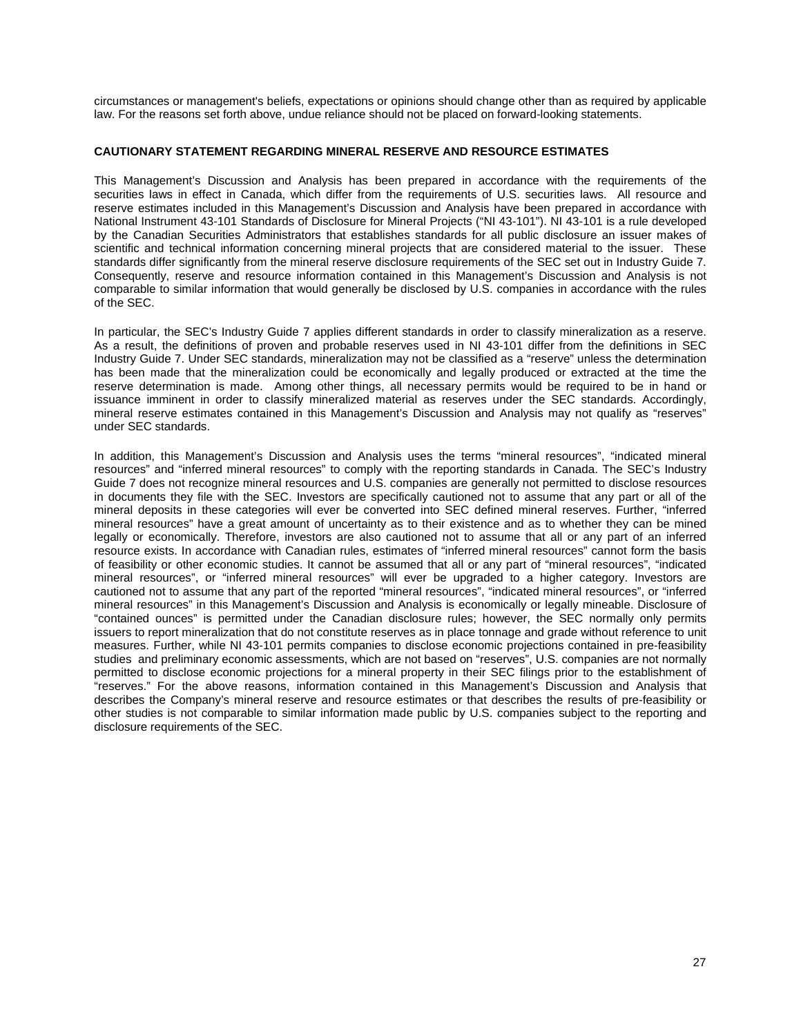circumstances or management's beliefs, expectations or opinions should change other than as required by applicable law. For the reasons set forth above, undue reliance should not be placed on forward-looking statements.

## CAUTIONARY STATEMENT REGARDING MINERAL RESERVE AND RESOURCE ESTIMATES

This Management's Discussion and Analysis has been prepared in accordance with the requirements of the securities laws in effect in Canada, which differ from the requirements of U.S. securities laws. All resource and reserve estimates included in this Management's Discussion and Analysis have been prepared in accordance with National Instrument 43-101 Standards of Disclosure for Mineral Projects ("NI 43-101"). NI 43-101 is a rule developed by the Canadian Securities Administrators that establishes standards for all public disclosure an issuer makes of scientific and technical information concerning mineral projects that are considered material to the issuer. These standards differ significantly from the mineral reserve disclosure requirements of the SEC set out in Industry Guide 7. Consequently, reserve and resource information contained in this Management's Discussion and Analysis is not comparable to similar information that would generally be disclosed by U.S. companies in accordance with the rules of the SEC.

In particular, the SEC's Industry Guide 7 applies different standards in order to classify mineralization as a reserve. As a result, the definitions of proven and probable reserves used in NI 43-101 differ from the definitions in SEC Industry Guide 7. Under SEC standards, mineralization may not be classified as a "reserve" unless the determination has been made that the mineralization could be economically and legally produced or extracted at the time the reserve determination is made. Among other things, all necessary permits would be required to be in hand or issuance imminent in order to classify mineralized material as reserves under the SEC standards. Accordingly, mineral reserve estimates contained in this Management's Discussion and Analysis may not qualify as "reserves" under SEC standards.

In addition, this Management's Discussion and Analysis uses the terms "mineral resources", "indicated mineral resources" and "inferred mineral resources" to comply with the reporting standards in Canada. The SEC's Industry Guide 7 does not recognize mineral resources and U.S. companies are generally not permitted to disclose resources in documents they file with the SEC. Investors are specifically cautioned not to assume that any part or all of the mineral deposits in these categories will ever be converted into SEC defined mineral reserves. Further, "inferred mineral resources" have a great amount of uncertainty as to their existence and as to whether they can be mined legally or economically. Therefore, investors are also cautioned not to assume that all or any part of an inferred resource exists. In accordance with Canadian rules, estimates of "inferred mineral resources" cannot form the basis of feasibility or other economic studies. It cannot be assumed that all or any part of "mineral resources", "indicated mineral resources", or "inferred mineral resources" will ever be upgraded to a higher category. Investors are cautioned not to assume that any part of the reported "mineral resources", "indicated mineral resources", or "inferred mineral resources" in this Management's Discussion and Analysis is economically or legally mineable. Disclosure of "contained ounces" is permitted under the Canadian disclosure rules; however, the SEC normally only permits issuers to report mineralization that do not constitute reserves as in place tonnage and grade without reference to unit measures. Further, while NI 43-101 permits companies to disclose economic projections contained in pre-feasibility studies and preliminary economic assessments, which are not based on "reserves", U.S. companies are not normally permitted to disclose economic projections for a mineral property in their SEC filings prior to the establishment of "reserves." For the above reasons, information contained in this Management's Discussion and Analysis that describes the Company's mineral reserve and resource estimates or that describes the results of pre-feasibility or other studies is not comparable to similar information made public by U.S. companies subject to the reporting and disclosure requirements of the SEC.